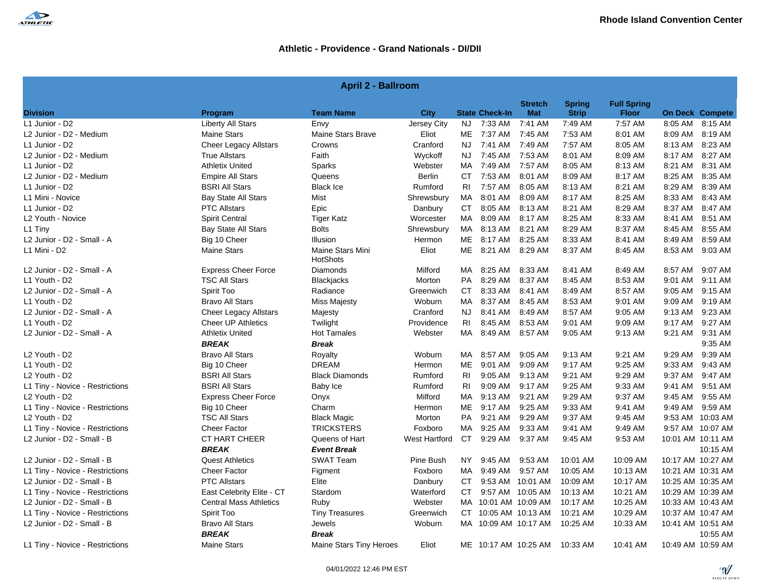**Rhode Island Convention Center**

## Athletic - Providence - Grand Nationals - DI/DII

### April 2 - Ballroom

| Division | Program | Team Name | City | State | Check-In | Stretch Mat | Spring Strip | Full Spring Floor | On Deck | Compete |
|---|---|---|---|---|---|---|---|---|---|---|
| L1 Junior - D2 | Liberty All Stars | Envy | Jersey City | NJ | 7:33 AM | 7:41 AM | 7:49 AM | 7:57 AM | 8:05 AM | 8:15 AM |
| L2 Junior - D2 - Medium | Maine Stars | Maine Stars Brave | Eliot | ME | 7:37 AM | 7:45 AM | 7:53 AM | 8:01 AM | 8:09 AM | 8:19 AM |
| L1 Junior - D2 | Cheer Legacy Allstars | Crowns | Cranford | NJ | 7:41 AM | 7:49 AM | 7:57 AM | 8:05 AM | 8:13 AM | 8:23 AM |
| L2 Junior - D2 - Medium | True Allstars | Faith | Wyckoff | NJ | 7:45 AM | 7:53 AM | 8:01 AM | 8:09 AM | 8:17 AM | 8:27 AM |
| L1 Junior - D2 | Athletix United | Sparks | Webster | MA | 7:49 AM | 7:57 AM | 8:05 AM | 8:13 AM | 8:21 AM | 8:31 AM |
| L2 Junior - D2 - Medium | Empire All Stars | Queens | Berlin | CT | 7:53 AM | 8:01 AM | 8:09 AM | 8:17 AM | 8:25 AM | 8:35 AM |
| L1 Junior - D2 | BSRI All Stars | Black Ice | Rumford | RI | 7:57 AM | 8:05 AM | 8:13 AM | 8:21 AM | 8:29 AM | 8:39 AM |
| L1 Mini - Novice | Bay State All Stars | Mist | Shrewsbury | MA | 8:01 AM | 8:09 AM | 8:17 AM | 8:25 AM | 8:33 AM | 8:43 AM |
| L1 Junior - D2 | PTC Allstars | Epic | Danbury | CT | 8:05 AM | 8:13 AM | 8:21 AM | 8:29 AM | 8:37 AM | 8:47 AM |
| L2 Youth - Novice | Spirit Central | Tiger Katz | Worcester | MA | 8:09 AM | 8:17 AM | 8:25 AM | 8:33 AM | 8:41 AM | 8:51 AM |
| L1 Tiny | Bay State All Stars | Bolts | Shrewsbury | MA | 8:13 AM | 8:21 AM | 8:29 AM | 8:37 AM | 8:45 AM | 8:55 AM |
| L2 Junior - D2 - Small - A | Big 10 Cheer | Illusion | Hermon | ME | 8:17 AM | 8:25 AM | 8:33 AM | 8:41 AM | 8:49 AM | 8:59 AM |
| L1 Mini - D2 | Maine Stars | Maine Stars Mini HotShots | Eliot | ME | 8:21 AM | 8:29 AM | 8:37 AM | 8:45 AM | 8:53 AM | 9:03 AM |
| L2 Junior - D2 - Small - A | Express Cheer Force | Diamonds | Milford | MA | 8:25 AM | 8:33 AM | 8:41 AM | 8:49 AM | 8:57 AM | 9:07 AM |
| L1 Youth - D2 | TSC All Stars | Blackjacks | Morton | PA | 8:29 AM | 8:37 AM | 8:45 AM | 8:53 AM | 9:01 AM | 9:11 AM |
| L2 Junior - D2 - Small - A | Spirit Too | Radiance | Greenwich | CT | 8:33 AM | 8:41 AM | 8:49 AM | 8:57 AM | 9:05 AM | 9:15 AM |
| L1 Youth - D2 | Bravo All Stars | Miss Majesty | Woburn | MA | 8:37 AM | 8:45 AM | 8:53 AM | 9:01 AM | 9:09 AM | 9:19 AM |
| L2 Junior - D2 - Small - A | Cheer Legacy Allstars | Majesty | Cranford | NJ | 8:41 AM | 8:49 AM | 8:57 AM | 9:05 AM | 9:13 AM | 9:23 AM |
| L1 Youth - D2 | Cheer UP Athletics | Twilight | Providence | RI | 8:45 AM | 8:53 AM | 9:01 AM | 9:09 AM | 9:17 AM | 9:27 AM |
| L2 Junior - D2 - Small - A | Athletix United | Hot Tamales | Webster | MA | 8:49 AM | 8:57 AM | 9:05 AM | 9:13 AM | 9:21 AM | 9:31 AM |
| | ***BREAK*** | ***Break*** | | | | | | | | 9:35 AM |
| L2 Youth - D2 | Bravo All Stars | Royalty | Woburn | MA | 8:57 AM | 9:05 AM | 9:13 AM | 9:21 AM | 9:29 AM | 9:39 AM |
| L1 Youth - D2 | Big 10 Cheer | DREAM | Hermon | ME | 9:01 AM | 9:09 AM | 9:17 AM | 9:25 AM | 9:33 AM | 9:43 AM |
| L2 Youth - D2 | BSRI All Stars | Black Diamonds | Rumford | RI | 9:05 AM | 9:13 AM | 9:21 AM | 9:29 AM | 9:37 AM | 9:47 AM |
| L1 Tiny - Novice - Restrictions | BSRI All Stars | Baby Ice | Rumford | RI | 9:09 AM | 9:17 AM | 9:25 AM | 9:33 AM | 9:41 AM | 9:51 AM |
| L2 Youth - D2 | Express Cheer Force | Onyx | Milford | MA | 9:13 AM | 9:21 AM | 9:29 AM | 9:37 AM | 9:45 AM | 9:55 AM |
| L1 Tiny - Novice - Restrictions | Big 10 Cheer | Charm | Hermon | ME | 9:17 AM | 9:25 AM | 9:33 AM | 9:41 AM | 9:49 AM | 9:59 AM |
| L2 Youth - D2 | TSC All Stars | Black Magic | Morton | PA | 9:21 AM | 9:29 AM | 9:37 AM | 9:45 AM | 9:53 AM | 10:03 AM |
| L1 Tiny - Novice - Restrictions | Cheer Factor | TRICKSTERS | Foxboro | MA | 9:25 AM | 9:33 AM | 9:41 AM | 9:49 AM | 9:57 AM | 10:07 AM |
| L2 Junior - D2 - Small - B | CT HART CHEER | Queens of Hart | West Hartford | CT | 9:29 AM | 9:37 AM | 9:45 AM | 9:53 AM | 10:01 AM | 10:11 AM |
| | ***BREAK*** | ***Event Break*** | | | | | | | | 10:15 AM |
| L2 Junior - D2 - Small - B | Quest Athletics | SWAT Team | Pine Bush | NY | 9:45 AM | 9:53 AM | 10:01 AM | 10:09 AM | 10:17 AM | 10:27 AM |
| L1 Tiny - Novice - Restrictions | Cheer Factor | Figment | Foxboro | MA | 9:49 AM | 9:57 AM | 10:05 AM | 10:13 AM | 10:21 AM | 10:31 AM |
| L2 Junior - D2 - Small - B | PTC Allstars | Elite | Danbury | CT | 9:53 AM | 10:01 AM | 10:09 AM | 10:17 AM | 10:25 AM | 10:35 AM |
| L1 Tiny - Novice - Restrictions | East Celebrity Elite - CT | Stardom | Waterford | CT | 9:57 AM | 10:05 AM | 10:13 AM | 10:21 AM | 10:29 AM | 10:39 AM |
| L2 Junior - D2 - Small - B | Central Mass Athletics | Ruby | Webster | MA | 10:01 AM | 10:09 AM | 10:17 AM | 10:25 AM | 10:33 AM | 10:43 AM |
| L1 Tiny - Novice - Restrictions | Spirit Too | Tiny Treasures | Greenwich | CT | 10:05 AM | 10:13 AM | 10:21 AM | 10:29 AM | 10:37 AM | 10:47 AM |
| L2 Junior - D2 - Small - B | Bravo All Stars | Jewels | Woburn | MA | 10:09 AM | 10:17 AM | 10:25 AM | 10:33 AM | 10:41 AM | 10:51 AM |
| | ***BREAK*** | ***Break*** | | | | | | | | 10:55 AM |
| L1 Tiny - Novice - Restrictions | Maine Stars | Maine Stars Tiny Heroes | Eliot | ME | 10:17 AM | 10:25 AM | 10:33 AM | 10:41 AM | 10:49 AM | 10:59 AM |

04/01/2022 12:46 PM EST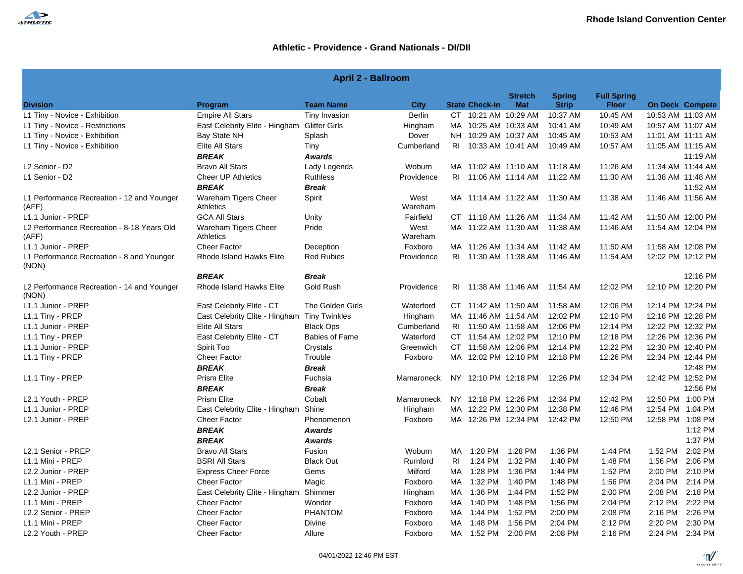Rhode Island Convention Center

## Athletic - Providence - Grand Nationals - DI/DII

### April 2 - Ballroom

| Division | Program | Team Name | City | State | Check-In | Stretch Mat | Spring Strip | Full Spring Floor | On Deck | Compete |
|---|---|---|---|---|---|---|---|---|---|---|
| L1 Tiny - Novice - Exhibition | Empire All Stars | Tiny Invasion | Berlin | CT | 10:21 AM | 10:29 AM | 10:37 AM | 10:45 AM | 10:53 AM | 11:03 AM |
| L1 Tiny - Novice - Restrictions | East Celebrity Elite - Hingham | Glitter Girls | Hingham | MA | 10:25 AM | 10:33 AM | 10:41 AM | 10:49 AM | 10:57 AM | 11:07 AM |
| L1 Tiny - Novice - Exhibition | Bay State NH | Splash | Dover | NH | 10:29 AM | 10:37 AM | 10:45 AM | 10:53 AM | 11:01 AM | 11:11 AM |
| L1 Tiny - Novice - Exhibition | Elite All Stars | Tiny | Cumberland | RI | 10:33 AM | 10:41 AM | 10:49 AM | 10:57 AM | 11:05 AM | 11:15 AM |
| | ***BREAK*** | ***Awards*** | | | | | | | | 11:19 AM |
| L2 Senior - D2 | Bravo All Stars | Lady Legends | Woburn | MA | 11:02 AM | 11:10 AM | 11:18 AM | 11:26 AM | 11:34 AM | 11:44 AM |
| L1 Senior - D2 | Cheer UP Athletics | Ruthless | Providence | RI | 11:06 AM | 11:14 AM | 11:22 AM | 11:30 AM | 11:38 AM | 11:48 AM |
| | ***BREAK*** | ***Break*** | | | | | | | | 11:52 AM |
| L1 Performance Recreation - 12 and Younger (AFF) | Wareham Tigers Cheer Athletics | Spirit | West Wareham | MA | 11:14 AM | 11:22 AM | 11:30 AM | 11:38 AM | 11:46 AM | 11:56 AM |
| L1.1 Junior - PREP | GCA All Stars | Unity | Fairfield | CT | 11:18 AM | 11:26 AM | 11:34 AM | 11:42 AM | 11:50 AM | 12:00 PM |
| L2 Performance Recreation - 8-18 Years Old (AFF) | Wareham Tigers Cheer Athletics | Pride | West Wareham | MA | 11:22 AM | 11:30 AM | 11:38 AM | 11:46 AM | 11:54 AM | 12:04 PM |
| L1.1 Junior - PREP | Cheer Factor | Deception | Foxboro | MA | 11:26 AM | 11:34 AM | 11:42 AM | 11:50 AM | 11:58 AM | 12:08 PM |
| L1 Performance Recreation - 8 and Younger (NON) | Rhode Island Hawks Elite | Red Rubies | Providence | RI | 11:30 AM | 11:38 AM | 11:46 AM | 11:54 AM | 12:02 PM | 12:12 PM |
| | ***BREAK*** | ***Break*** | | | | | | | | 12:16 PM |
| L2 Performance Recreation - 14 and Younger (NON) | Rhode Island Hawks Elite | Gold Rush | Providence | RI | 11:38 AM | 11:46 AM | 11:54 AM | 12:02 PM | 12:10 PM | 12:20 PM |
| L1.1 Junior - PREP | East Celebrity Elite - CT | The Golden Girls | Waterford | CT | 11:42 AM | 11:50 AM | 11:58 AM | 12:06 PM | 12:14 PM | 12:24 PM |
| L1.1 Tiny - PREP | East Celebrity Elite - Hingham | Tiny Twinkles | Hingham | MA | 11:46 AM | 11:54 AM | 12:02 PM | 12:10 PM | 12:18 PM | 12:28 PM |
| L1.1 Junior - PREP | Elite All Stars | Black Ops | Cumberland | RI | 11:50 AM | 11:58 AM | 12:06 PM | 12:14 PM | 12:22 PM | 12:32 PM |
| L1.1 Tiny - PREP | East Celebrity Elite - CT | Babies of Fame | Waterford | CT | 11:54 AM | 12:02 PM | 12:10 PM | 12:18 PM | 12:26 PM | 12:36 PM |
| L1.1 Junior - PREP | Spirit Too | Crystals | Greenwich | CT | 11:58 AM | 12:06 PM | 12:14 PM | 12:22 PM | 12:30 PM | 12:40 PM |
| L1.1 Tiny - PREP | Cheer Factor | Trouble | Foxboro | MA | 12:02 PM | 12:10 PM | 12:18 PM | 12:26 PM | 12:34 PM | 12:44 PM |
| | ***BREAK*** | ***Break*** | | | | | | | | 12:48 PM |
| L1.1 Tiny - PREP | Prism Elite | Fuchsia | Mamaroneck | NY | 12:10 PM | 12:18 PM | 12:26 PM | 12:34 PM | 12:42 PM | 12:52 PM |
| | ***BREAK*** | ***Break*** | | | | | | | | 12:56 PM |
| L2.1 Youth - PREP | Prism Elite | Cobalt | Mamaroneck | NY | 12:18 PM | 12:26 PM | 12:34 PM | 12:42 PM | 12:50 PM | 1:00 PM |
| L1.1 Junior - PREP | East Celebrity Elite - Hingham | Shine | Hingham | MA | 12:22 PM | 12:30 PM | 12:38 PM | 12:46 PM | 12:54 PM | 1:04 PM |
| L2.1 Junior - PREP | Cheer Factor | Phenomenon | Foxboro | MA | 12:26 PM | 12:34 PM | 12:42 PM | 12:50 PM | 12:58 PM | 1:08 PM |
| | ***BREAK*** | ***Awards*** | | | | | | | | 1:12 PM |
| | ***BREAK*** | ***Awards*** | | | | | | | | 1:37 PM |
| L2.1 Senior - PREP | Bravo All Stars | Fusion | Woburn | MA | 1:20 PM | 1:28 PM | 1:36 PM | 1:44 PM | 1:52 PM | 2:02 PM |
| L1.1 Mini - PREP | BSRI All Stars | Black Out | Rumford | RI | 1:24 PM | 1:32 PM | 1:40 PM | 1:48 PM | 1:56 PM | 2:06 PM |
| L2.2 Junior - PREP | Express Cheer Force | Gems | Milford | MA | 1:28 PM | 1:36 PM | 1:44 PM | 1:52 PM | 2:00 PM | 2:10 PM |
| L1.1 Mini - PREP | Cheer Factor | Magic | Foxboro | MA | 1:32 PM | 1:40 PM | 1:48 PM | 1:56 PM | 2:04 PM | 2:14 PM |
| L2.2 Junior - PREP | East Celebrity Elite - Hingham | Shimmer | Hingham | MA | 1:36 PM | 1:44 PM | 1:52 PM | 2:00 PM | 2:08 PM | 2:18 PM |
| L1.1 Mini - PREP | Cheer Factor | Wonder | Foxboro | MA | 1:40 PM | 1:48 PM | 1:56 PM | 2:04 PM | 2:12 PM | 2:22 PM |
| L2.2 Senior - PREP | Cheer Factor | PHANTOM | Foxboro | MA | 1:44 PM | 1:52 PM | 2:00 PM | 2:08 PM | 2:16 PM | 2:26 PM |
| L1.1 Mini - PREP | Cheer Factor | Divine | Foxboro | MA | 1:48 PM | 1:56 PM | 2:04 PM | 2:12 PM | 2:20 PM | 2:30 PM |
| L2.2 Youth - PREP | Cheer Factor | Allure | Foxboro | MA | 1:52 PM | 2:00 PM | 2:08 PM | 2:16 PM | 2:24 PM | 2:34 PM |

04/01/2022 12:46 PM EST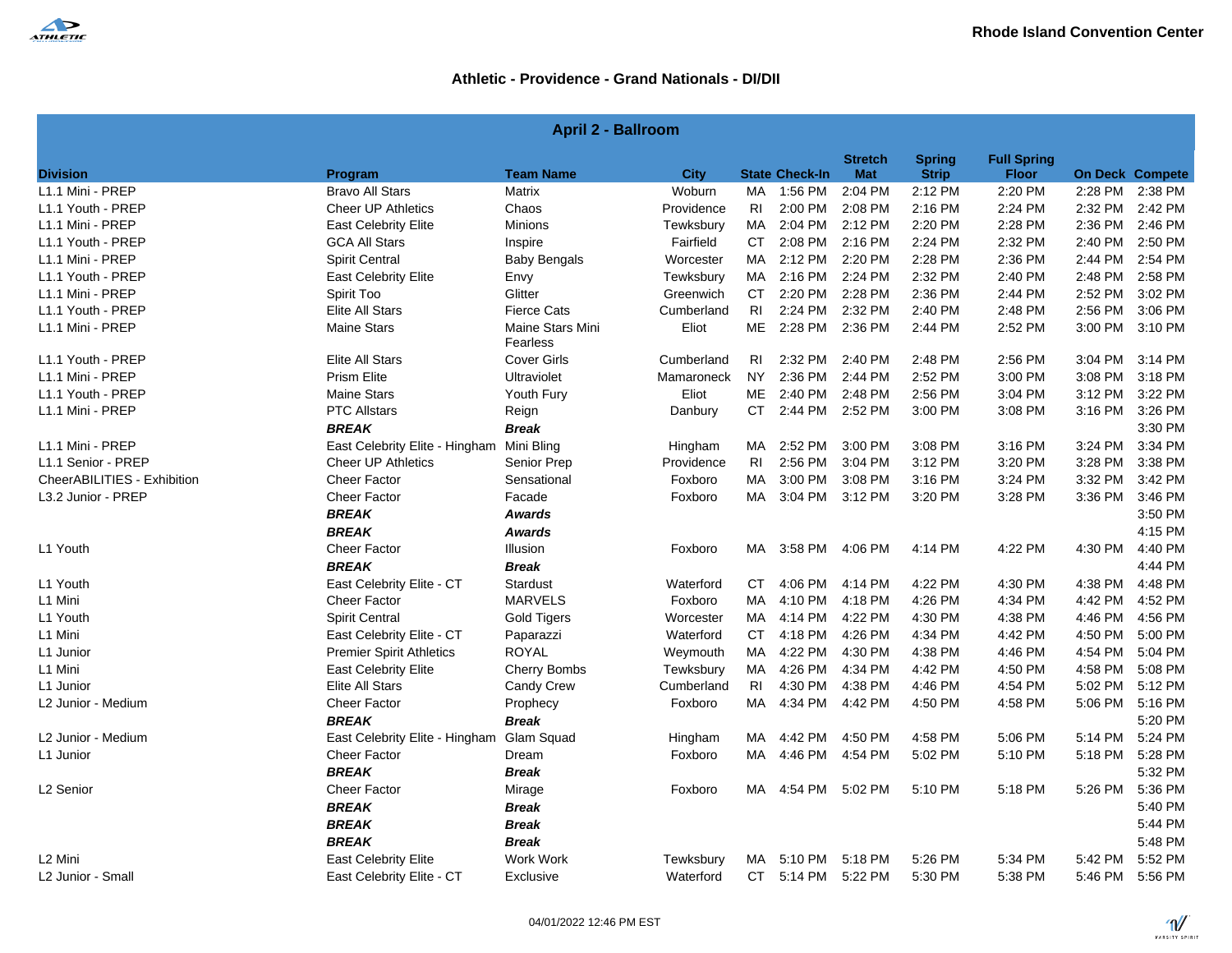Rhode Island Convention Center

## Athletic - Providence - Grand Nationals - DI/DII

| April 2 - Ballroom | | | | | | | | | | |
|---|---|---|---|---|---|---|---|---|---|---|
| Division | Program | Team Name | City | State | Check-In | Stretch Mat | Spring Strip | Full Spring Floor | On Deck | Compete |
| L1.1 Mini - PREP | Bravo All Stars | Matrix | Woburn | MA | 1:56 PM | 2:04 PM | 2:12 PM | 2:20 PM | 2:28 PM | 2:38 PM |
| L1.1 Youth - PREP | Cheer UP Athletics | Chaos | Providence | RI | 2:00 PM | 2:08 PM | 2:16 PM | 2:24 PM | 2:32 PM | 2:42 PM |
| L1.1 Mini - PREP | East Celebrity Elite | Minions | Tewksbury | MA | 2:04 PM | 2:12 PM | 2:20 PM | 2:28 PM | 2:36 PM | 2:46 PM |
| L1.1 Youth - PREP | GCA All Stars | Inspire | Fairfield | CT | 2:08 PM | 2:16 PM | 2:24 PM | 2:32 PM | 2:40 PM | 2:50 PM |
| L1.1 Mini - PREP | Spirit Central | Baby Bengals | Worcester | MA | 2:12 PM | 2:20 PM | 2:28 PM | 2:36 PM | 2:44 PM | 2:54 PM |
| L1.1 Youth - PREP | East Celebrity Elite | Envy | Tewksbury | MA | 2:16 PM | 2:24 PM | 2:32 PM | 2:40 PM | 2:48 PM | 2:58 PM |
| L1.1 Mini - PREP | Spirit Too | Glitter | Greenwich | CT | 2:20 PM | 2:28 PM | 2:36 PM | 2:44 PM | 2:52 PM | 3:02 PM |
| L1.1 Youth - PREP | Elite All Stars | Fierce Cats | Cumberland | RI | 2:24 PM | 2:32 PM | 2:40 PM | 2:48 PM | 2:56 PM | 3:06 PM |
| L1.1 Mini - PREP | Maine Stars | Maine Stars Mini Fearless | Eliot | ME | 2:28 PM | 2:36 PM | 2:44 PM | 2:52 PM | 3:00 PM | 3:10 PM |
| L1.1 Youth - PREP | Elite All Stars | Cover Girls | Cumberland | RI | 2:32 PM | 2:40 PM | 2:48 PM | 2:56 PM | 3:04 PM | 3:14 PM |
| L1.1 Mini - PREP | Prism Elite | Ultraviolet | Mamaroneck | NY | 2:36 PM | 2:44 PM | 2:52 PM | 3:00 PM | 3:08 PM | 3:18 PM |
| L1.1 Youth - PREP | Maine Stars | Youth Fury | Eliot | ME | 2:40 PM | 2:48 PM | 2:56 PM | 3:04 PM | 3:12 PM | 3:22 PM |
| L1.1 Mini - PREP | PTC Allstars | Reign | Danbury | CT | 2:44 PM | 2:52 PM | 3:00 PM | 3:08 PM | 3:16 PM | 3:26 PM |
| | ***BREAK*** | ***Break*** | | | | | | | | 3:30 PM |
| L1.1 Mini - PREP | East Celebrity Elite - Hingham | Mini Bling | Hingham | MA | 2:52 PM | 3:00 PM | 3:08 PM | 3:16 PM | 3:24 PM | 3:34 PM |
| L1.1 Senior - PREP | Cheer UP Athletics | Senior Prep | Providence | RI | 2:56 PM | 3:04 PM | 3:12 PM | 3:20 PM | 3:28 PM | 3:38 PM |
| CheerABILITIES - Exhibition | Cheer Factor | Sensational | Foxboro | MA | 3:00 PM | 3:08 PM | 3:16 PM | 3:24 PM | 3:32 PM | 3:42 PM |
| L3.2 Junior - PREP | Cheer Factor | Facade | Foxboro | MA | 3:04 PM | 3:12 PM | 3:20 PM | 3:28 PM | 3:36 PM | 3:46 PM |
| | ***BREAK*** | ***Awards*** | | | | | | | | 3:50 PM |
| | ***BREAK*** | ***Awards*** | | | | | | | | 4:15 PM |
| L1 Youth | Cheer Factor | Illusion | Foxboro | MA | 3:58 PM | 4:06 PM | 4:14 PM | 4:22 PM | 4:30 PM | 4:40 PM |
| | ***BREAK*** | ***Break*** | | | | | | | | 4:44 PM |
| L1 Youth | East Celebrity Elite - CT | Stardust | Waterford | CT | 4:06 PM | 4:14 PM | 4:22 PM | 4:30 PM | 4:38 PM | 4:48 PM |
| L1 Mini | Cheer Factor | MARVELS | Foxboro | MA | 4:10 PM | 4:18 PM | 4:26 PM | 4:34 PM | 4:42 PM | 4:52 PM |
| L1 Youth | Spirit Central | Gold Tigers | Worcester | MA | 4:14 PM | 4:22 PM | 4:30 PM | 4:38 PM | 4:46 PM | 4:56 PM |
| L1 Mini | East Celebrity Elite - CT | Paparazzi | Waterford | CT | 4:18 PM | 4:26 PM | 4:34 PM | 4:42 PM | 4:50 PM | 5:00 PM |
| L1 Junior | Premier Spirit Athletics | ROYAL | Weymouth | MA | 4:22 PM | 4:30 PM | 4:38 PM | 4:46 PM | 4:54 PM | 5:04 PM |
| L1 Mini | East Celebrity Elite | Cherry Bombs | Tewksbury | MA | 4:26 PM | 4:34 PM | 4:42 PM | 4:50 PM | 4:58 PM | 5:08 PM |
| L1 Junior | Elite All Stars | Candy Crew | Cumberland | RI | 4:30 PM | 4:38 PM | 4:46 PM | 4:54 PM | 5:02 PM | 5:12 PM |
| L2 Junior - Medium | Cheer Factor | Prophecy | Foxboro | MA | 4:34 PM | 4:42 PM | 4:50 PM | 4:58 PM | 5:06 PM | 5:16 PM |
| | ***BREAK*** | ***Break*** | | | | | | | | 5:20 PM |
| L2 Junior - Medium | East Celebrity Elite - Hingham | Glam Squad | Hingham | MA | 4:42 PM | 4:50 PM | 4:58 PM | 5:06 PM | 5:14 PM | 5:24 PM |
| L1 Junior | Cheer Factor | Dream | Foxboro | MA | 4:46 PM | 4:54 PM | 5:02 PM | 5:10 PM | 5:18 PM | 5:28 PM |
| | ***BREAK*** | ***Break*** | | | | | | | | 5:32 PM |
| L2 Senior | Cheer Factor | Mirage | Foxboro | MA | 4:54 PM | 5:02 PM | 5:10 PM | 5:18 PM | 5:26 PM | 5:36 PM |
| | ***BREAK*** | ***Break*** | | | | | | | | 5:40 PM |
| | ***BREAK*** | ***Break*** | | | | | | | | 5:44 PM |
| | ***BREAK*** | ***Break*** | | | | | | | | 5:48 PM |
| L2 Mini | East Celebrity Elite | Work Work | Tewksbury | MA | 5:10 PM | 5:18 PM | 5:26 PM | 5:34 PM | 5:42 PM | 5:52 PM |
| L2 Junior - Small | East Celebrity Elite - CT | Exclusive | Waterford | CT | 5:14 PM | 5:22 PM | 5:30 PM | 5:38 PM | 5:46 PM | 5:56 PM |

04/01/2022 12:46 PM EST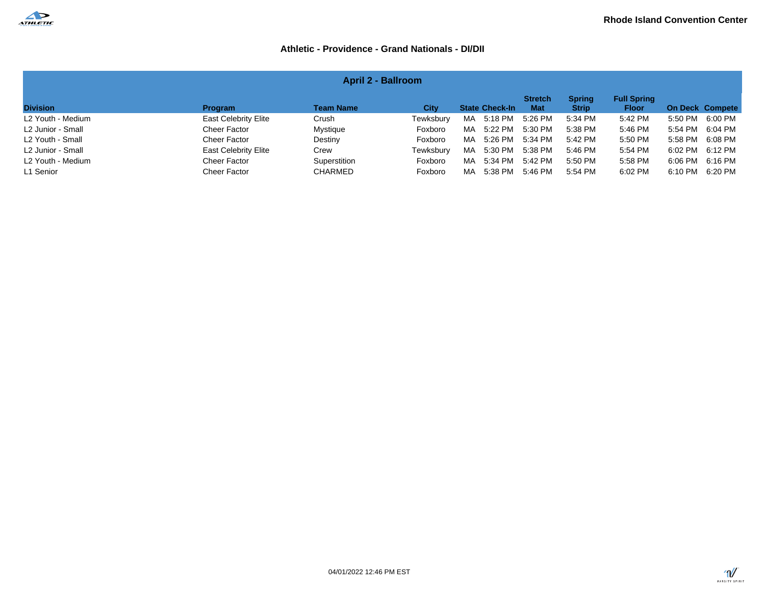Rhode Island Convention Center

# Athletic - Providence - Grand Nationals - DI/DII

## April 2 - Ballroom

| Division | Program | Team Name | City | State | Check-In | Stretch Mat | Spring Strip | Full Spring Floor | On Deck | Compete |
|---|---|---|---|---|---|---|---|---|---|---|
| L2 Youth - Medium | East Celebrity Elite | Crush | Tewksbury | MA | 5:18 PM | 5:26 PM | 5:34 PM | 5:42 PM | 5:50 PM | 6:00 PM |
| L2 Junior - Small | Cheer Factor | Mystique | Foxboro | MA | 5:22 PM | 5:30 PM | 5:38 PM | 5:46 PM | 5:54 PM | 6:04 PM |
| L2 Youth - Small | Cheer Factor | Destiny | Foxboro | MA | 5:26 PM | 5:34 PM | 5:42 PM | 5:50 PM | 5:58 PM | 6:08 PM |
| L2 Junior - Small | East Celebrity Elite | Crew | Tewksbury | MA | 5:30 PM | 5:38 PM | 5:46 PM | 5:54 PM | 6:02 PM | 6:12 PM |
| L2 Youth - Medium | Cheer Factor | Superstition | Foxboro | MA | 5:34 PM | 5:42 PM | 5:50 PM | 5:58 PM | 6:06 PM | 6:16 PM |
| L1 Senior | Cheer Factor | CHARMED | Foxboro | MA | 5:38 PM | 5:46 PM | 5:54 PM | 6:02 PM | 6:10 PM | 6:20 PM |

04/01/2022 12:46 PM EST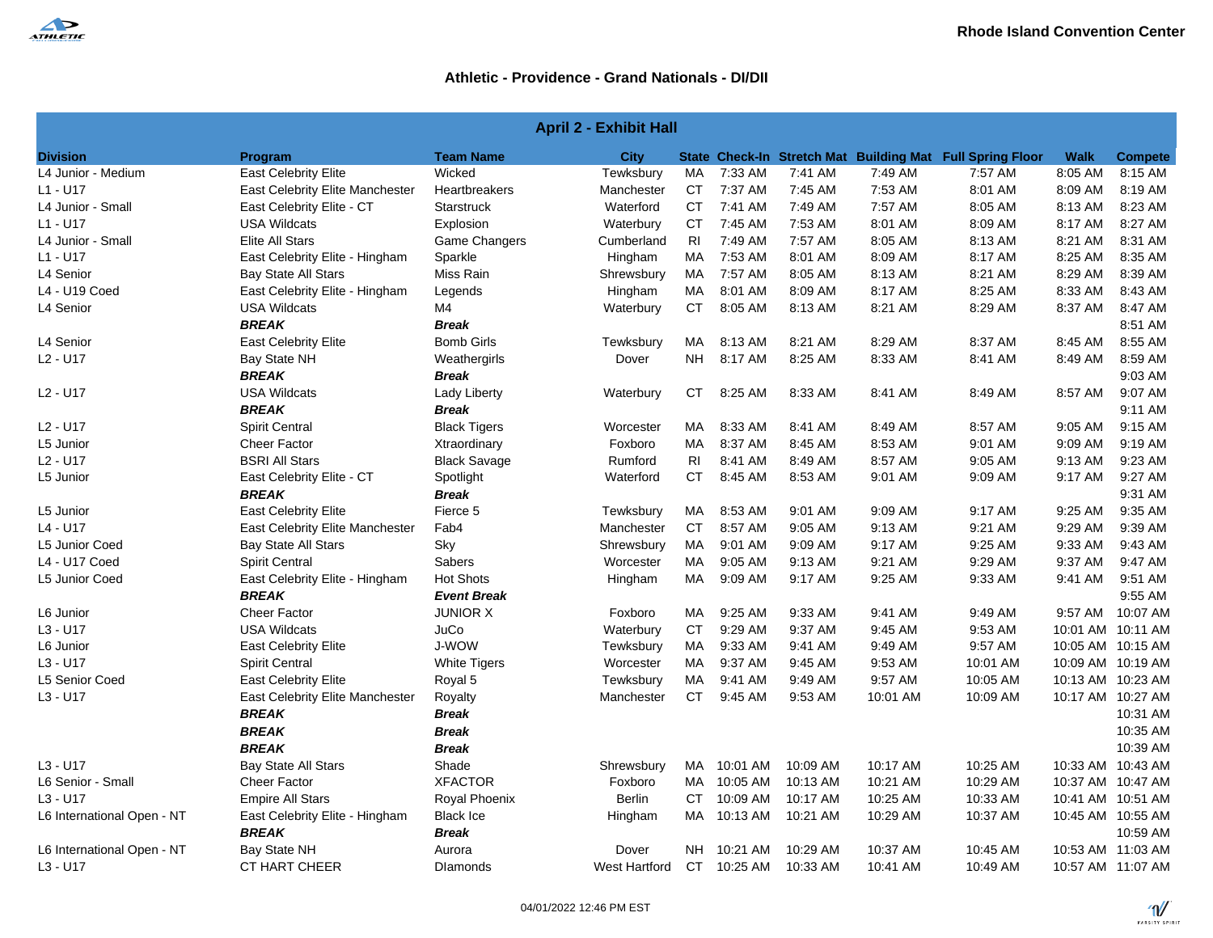Rhode Island Convention Center

## Athletic - Providence - Grand Nationals - DI/DII

| April 2 - Exhibit Hall | | | | | | | | | | |
|---|---|---|---|---|---|---|---|---|---|---|
| **Division** | **Program** | **Team Name** | **City** | **State** | **Check-In** | **Stretch Mat** | **Building Mat** | **Full Spring Floor** | **Walk** | **Compete** |
| L4 Junior - Medium | East Celebrity Elite | Wicked | Tewksbury | MA | 7:33 AM | 7:41 AM | 7:49 AM | 7:57 AM | 8:05 AM | 8:15 AM |
| L1 - U17 | East Celebrity Elite Manchester | Heartbreakers | Manchester | CT | 7:37 AM | 7:45 AM | 7:53 AM | 8:01 AM | 8:09 AM | 8:19 AM |
| L4 Junior - Small | East Celebrity Elite - CT | Starstruck | Waterford | CT | 7:41 AM | 7:49 AM | 7:57 AM | 8:05 AM | 8:13 AM | 8:23 AM |
| L1 - U17 | USA Wildcats | Explosion | Waterbury | CT | 7:45 AM | 7:53 AM | 8:01 AM | 8:09 AM | 8:17 AM | 8:27 AM |
| L4 Junior - Small | Elite All Stars | Game Changers | Cumberland | RI | 7:49 AM | 7:57 AM | 8:05 AM | 8:13 AM | 8:21 AM | 8:31 AM |
| L1 - U17 | East Celebrity Elite - Hingham | Sparkle | Hingham | MA | 7:53 AM | 8:01 AM | 8:09 AM | 8:17 AM | 8:25 AM | 8:35 AM |
| L4 Senior | Bay State All Stars | Miss Rain | Shrewsbury | MA | 7:57 AM | 8:05 AM | 8:13 AM | 8:21 AM | 8:29 AM | 8:39 AM |
| L4 - U19 Coed | East Celebrity Elite - Hingham | Legends | Hingham | MA | 8:01 AM | 8:09 AM | 8:17 AM | 8:25 AM | 8:33 AM | 8:43 AM |
| L4 Senior | USA Wildcats | M4 | Waterbury | CT | 8:05 AM | 8:13 AM | 8:21 AM | 8:29 AM | 8:37 AM | 8:47 AM |
| | ***BREAK*** | ***Break*** | | | | | | | | 8:51 AM |
| L4 Senior | East Celebrity Elite | Bomb Girls | Tewksbury | MA | 8:13 AM | 8:21 AM | 8:29 AM | 8:37 AM | 8:45 AM | 8:55 AM |
| L2 - U17 | Bay State NH | Weathergirls | Dover | NH | 8:17 AM | 8:25 AM | 8:33 AM | 8:41 AM | 8:49 AM | 8:59 AM |
| | ***BREAK*** | ***Break*** | | | | | | | | 9:03 AM |
| L2 - U17 | USA Wildcats | Lady Liberty | Waterbury | CT | 8:25 AM | 8:33 AM | 8:41 AM | 8:49 AM | 8:57 AM | 9:07 AM |
| | ***BREAK*** | ***Break*** | | | | | | | | 9:11 AM |
| L2 - U17 | Spirit Central | Black Tigers | Worcester | MA | 8:33 AM | 8:41 AM | 8:49 AM | 8:57 AM | 9:05 AM | 9:15 AM |
| L5 Junior | Cheer Factor | Xtraordinary | Foxboro | MA | 8:37 AM | 8:45 AM | 8:53 AM | 9:01 AM | 9:09 AM | 9:19 AM |
| L2 - U17 | BSRI All Stars | Black Savage | Rumford | RI | 8:41 AM | 8:49 AM | 8:57 AM | 9:05 AM | 9:13 AM | 9:23 AM |
| L5 Junior | East Celebrity Elite - CT | Spotlight | Waterford | CT | 8:45 AM | 8:53 AM | 9:01 AM | 9:09 AM | 9:17 AM | 9:27 AM |
| | ***BREAK*** | ***Break*** | | | | | | | | 9:31 AM |
| L5 Junior | East Celebrity Elite | Fierce 5 | Tewksbury | MA | 8:53 AM | 9:01 AM | 9:09 AM | 9:17 AM | 9:25 AM | 9:35 AM |
| L4 - U17 | East Celebrity Elite Manchester | Fab4 | Manchester | CT | 8:57 AM | 9:05 AM | 9:13 AM | 9:21 AM | 9:29 AM | 9:39 AM |
| L5 Junior Coed | Bay State All Stars | Sky | Shrewsbury | MA | 9:01 AM | 9:09 AM | 9:17 AM | 9:25 AM | 9:33 AM | 9:43 AM |
| L4 - U17 Coed | Spirit Central | Sabers | Worcester | MA | 9:05 AM | 9:13 AM | 9:21 AM | 9:29 AM | 9:37 AM | 9:47 AM |
| L5 Junior Coed | East Celebrity Elite - Hingham | Hot Shots | Hingham | MA | 9:09 AM | 9:17 AM | 9:25 AM | 9:33 AM | 9:41 AM | 9:51 AM |
| | ***BREAK*** | ***Event Break*** | | | | | | | | 9:55 AM |
| L6 Junior | Cheer Factor | JUNIOR X | Foxboro | MA | 9:25 AM | 9:33 AM | 9:41 AM | 9:49 AM | 9:57 AM | 10:07 AM |
| L3 - U17 | USA Wildcats | JuCo | Waterbury | CT | 9:29 AM | 9:37 AM | 9:45 AM | 9:53 AM | 10:01 AM | 10:11 AM |
| L6 Junior | East Celebrity Elite | J-WOW | Tewksbury | MA | 9:33 AM | 9:41 AM | 9:49 AM | 9:57 AM | 10:05 AM | 10:15 AM |
| L3 - U17 | Spirit Central | White Tigers | Worcester | MA | 9:37 AM | 9:45 AM | 9:53 AM | 10:01 AM | 10:09 AM | 10:19 AM |
| L5 Senior Coed | East Celebrity Elite | Royal 5 | Tewksbury | MA | 9:41 AM | 9:49 AM | 9:57 AM | 10:05 AM | 10:13 AM | 10:23 AM |
| L3 - U17 | East Celebrity Elite Manchester | Royalty | Manchester | CT | 9:45 AM | 9:53 AM | 10:01 AM | 10:09 AM | 10:17 AM | 10:27 AM |
| | ***BREAK*** | ***Break*** | | | | | | | | 10:31 AM |
| | ***BREAK*** | ***Break*** | | | | | | | | 10:35 AM |
| | ***BREAK*** | ***Break*** | | | | | | | | 10:39 AM |
| L3 - U17 | Bay State All Stars | Shade | Shrewsbury | MA | 10:01 AM | 10:09 AM | 10:17 AM | 10:25 AM | 10:33 AM | 10:43 AM |
| L6 Senior - Small | Cheer Factor | XFACTOR | Foxboro | MA | 10:05 AM | 10:13 AM | 10:21 AM | 10:29 AM | 10:37 AM | 10:47 AM |
| L3 - U17 | Empire All Stars | Royal Phoenix | Berlin | CT | 10:09 AM | 10:17 AM | 10:25 AM | 10:33 AM | 10:41 AM | 10:51 AM |
| L6 International Open - NT | East Celebrity Elite - Hingham | Black Ice | Hingham | MA | 10:13 AM | 10:21 AM | 10:29 AM | 10:37 AM | 10:45 AM | 10:55 AM |
| | ***BREAK*** | ***Break*** | | | | | | | | 10:59 AM |
| L6 International Open - NT | Bay State NH | Aurora | Dover | NH | 10:21 AM | 10:29 AM | 10:37 AM | 10:45 AM | 10:53 AM | 11:03 AM |
| L3 - U17 | CT HART CHEER | DIamonds | West Hartford | CT | 10:25 AM | 10:33 AM | 10:41 AM | 10:49 AM | 10:57 AM | 11:07 AM |

04/01/2022 12:46 PM EST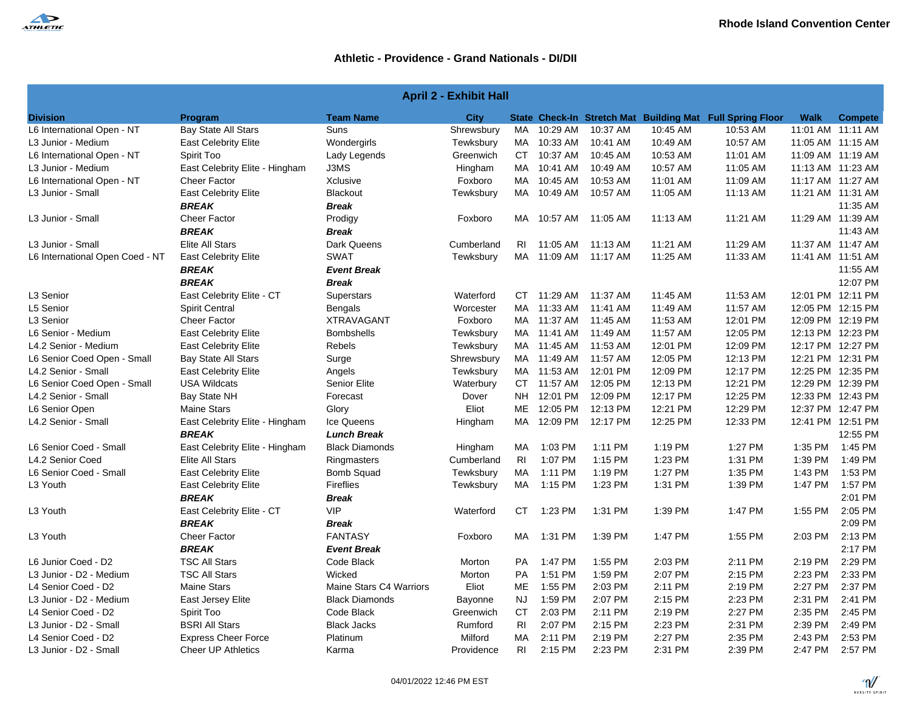Rhode Island Convention Center

## Athletic - Providence - Grand Nationals - DI/DII

| April 2 - Exhibit Hall | | | | | | | | | | |
|---|---|---|---|---|---|---|---|---|---|---|
| **Division** | **Program** | **Team Name** | **City** | **State** | **Check-In** | **Stretch Mat** | **Building Mat** | **Full Spring Floor** | **Walk** | **Compete** |
| L6 International Open - NT | Bay State All Stars | Suns | Shrewsbury | MA | 10:29 AM | 10:37 AM | 10:45 AM | 10:53 AM | 11:01 AM | 11:11 AM |
| L3 Junior - Medium | East Celebrity Elite | Wondergirls | Tewksbury | MA | 10:33 AM | 10:41 AM | 10:49 AM | 10:57 AM | 11:05 AM | 11:15 AM |
| L6 International Open - NT | Spirit Too | Lady Legends | Greenwich | CT | 10:37 AM | 10:45 AM | 10:53 AM | 11:01 AM | 11:09 AM | 11:19 AM |
| L3 Junior - Medium | East Celebrity Elite - Hingham | J3MS | Hingham | MA | 10:41 AM | 10:49 AM | 10:57 AM | 11:05 AM | 11:13 AM | 11:23 AM |
| L6 International Open - NT | Cheer Factor | Xclusive | Foxboro | MA | 10:45 AM | 10:53 AM | 11:01 AM | 11:09 AM | 11:17 AM | 11:27 AM |
| L3 Junior - Small | East Celebrity Elite | Blackout | Tewksbury | MA | 10:49 AM | 10:57 AM | 11:05 AM | 11:13 AM | 11:21 AM | 11:31 AM |
| | ***BREAK*** | ***Break*** | | | | | | | | 11:35 AM |
| L3 Junior - Small | Cheer Factor | Prodigy | Foxboro | MA | 10:57 AM | 11:05 AM | 11:13 AM | 11:21 AM | 11:29 AM | 11:39 AM |
| | ***BREAK*** | ***Break*** | | | | | | | | 11:43 AM |
| L3 Junior - Small | Elite All Stars | Dark Queens | Cumberland | RI | 11:05 AM | 11:13 AM | 11:21 AM | 11:29 AM | 11:37 AM | 11:47 AM |
| L6 International Open Coed - NT | East Celebrity Elite | SWAT | Tewksbury | MA | 11:09 AM | 11:17 AM | 11:25 AM | 11:33 AM | 11:41 AM | 11:51 AM |
| | ***BREAK*** | ***Event Break*** | | | | | | | | 11:55 AM |
| | ***BREAK*** | ***Break*** | | | | | | | | 12:07 PM |
| L3 Senior | East Celebrity Elite - CT | Superstars | Waterford | CT | 11:29 AM | 11:37 AM | 11:45 AM | 11:53 AM | 12:01 PM | 12:11 PM |
| L5 Senior | Spirit Central | Bengals | Worcester | MA | 11:33 AM | 11:41 AM | 11:49 AM | 11:57 AM | 12:05 PM | 12:15 PM |
| L3 Senior | Cheer Factor | XTRAVAGANT | Foxboro | MA | 11:37 AM | 11:45 AM | 11:53 AM | 12:01 PM | 12:09 PM | 12:19 PM |
| L6 Senior - Medium | East Celebrity Elite | Bombshells | Tewksbury | MA | 11:41 AM | 11:49 AM | 11:57 AM | 12:05 PM | 12:13 PM | 12:23 PM |
| L4.2 Senior - Medium | East Celebrity Elite | Rebels | Tewksbury | MA | 11:45 AM | 11:53 AM | 12:01 PM | 12:09 PM | 12:17 PM | 12:27 PM |
| L6 Senior Coed Open - Small | Bay State All Stars | Surge | Shrewsbury | MA | 11:49 AM | 11:57 AM | 12:05 PM | 12:13 PM | 12:21 PM | 12:31 PM |
| L4.2 Senior - Small | East Celebrity Elite | Angels | Tewksbury | MA | 11:53 AM | 12:01 PM | 12:09 PM | 12:17 PM | 12:25 PM | 12:35 PM |
| L6 Senior Coed Open - Small | USA Wildcats | Senior Elite | Waterbury | CT | 11:57 AM | 12:05 PM | 12:13 PM | 12:21 PM | 12:29 PM | 12:39 PM |
| L4.2 Senior - Small | Bay State NH | Forecast | Dover | NH | 12:01 PM | 12:09 PM | 12:17 PM | 12:25 PM | 12:33 PM | 12:43 PM |
| L6 Senior Open | Maine Stars | Glory | Eliot | ME | 12:05 PM | 12:13 PM | 12:21 PM | 12:29 PM | 12:37 PM | 12:47 PM |
| L4.2 Senior - Small | East Celebrity Elite - Hingham | Ice Queens | Hingham | MA | 12:09 PM | 12:17 PM | 12:25 PM | 12:33 PM | 12:41 PM | 12:51 PM |
| | ***BREAK*** | ***Lunch Break*** | | | | | | | | 12:55 PM |
| L6 Senior Coed - Small | East Celebrity Elite - Hingham | Black Diamonds | Hingham | MA | 1:03 PM | 1:11 PM | 1:19 PM | 1:27 PM | 1:35 PM | 1:45 PM |
| L4.2 Senior Coed | Elite All Stars | Ringmasters | Cumberland | RI | 1:07 PM | 1:15 PM | 1:23 PM | 1:31 PM | 1:39 PM | 1:49 PM |
| L6 Senior Coed - Small | East Celebrity Elite | Bomb Squad | Tewksbury | MA | 1:11 PM | 1:19 PM | 1:27 PM | 1:35 PM | 1:43 PM | 1:53 PM |
| L3 Youth | East Celebrity Elite | Fireflies | Tewksbury | MA | 1:15 PM | 1:23 PM | 1:31 PM | 1:39 PM | 1:47 PM | 1:57 PM |
| | ***BREAK*** | ***Break*** | | | | | | | | 2:01 PM |
| L3 Youth | East Celebrity Elite - CT | VIP | Waterford | CT | 1:23 PM | 1:31 PM | 1:39 PM | 1:47 PM | 1:55 PM | 2:05 PM |
| | ***BREAK*** | ***Break*** | | | | | | | | 2:09 PM |
| L3 Youth | Cheer Factor | FANTASY | Foxboro | MA | 1:31 PM | 1:39 PM | 1:47 PM | 1:55 PM | 2:03 PM | 2:13 PM |
| | ***BREAK*** | ***Event Break*** | | | | | | | | 2:17 PM |
| L6 Junior Coed - D2 | TSC All Stars | Code Black | Morton | PA | 1:47 PM | 1:55 PM | 2:03 PM | 2:11 PM | 2:19 PM | 2:29 PM |
| L3 Junior - D2 - Medium | TSC All Stars | Wicked | Morton | PA | 1:51 PM | 1:59 PM | 2:07 PM | 2:15 PM | 2:23 PM | 2:33 PM |
| L4 Senior Coed - D2 | Maine Stars | Maine Stars C4 Warriors | Eliot | ME | 1:55 PM | 2:03 PM | 2:11 PM | 2:19 PM | 2:27 PM | 2:37 PM |
| L3 Junior - D2 - Medium | East Jersey Elite | Black Diamonds | Bayonne | NJ | 1:59 PM | 2:07 PM | 2:15 PM | 2:23 PM | 2:31 PM | 2:41 PM |
| L4 Senior Coed - D2 | Spirit Too | Code Black | Greenwich | CT | 2:03 PM | 2:11 PM | 2:19 PM | 2:27 PM | 2:35 PM | 2:45 PM |
| L3 Junior - D2 - Small | BSRI All Stars | Black Jacks | Rumford | RI | 2:07 PM | 2:15 PM | 2:23 PM | 2:31 PM | 2:39 PM | 2:49 PM |
| L4 Senior Coed - D2 | Express Cheer Force | Platinum | Milford | MA | 2:11 PM | 2:19 PM | 2:27 PM | 2:35 PM | 2:43 PM | 2:53 PM |
| L3 Junior - D2 - Small | Cheer UP Athletics | Karma | Providence | RI | 2:15 PM | 2:23 PM | 2:31 PM | 2:39 PM | 2:47 PM | 2:57 PM |

04/01/2022 12:46 PM EST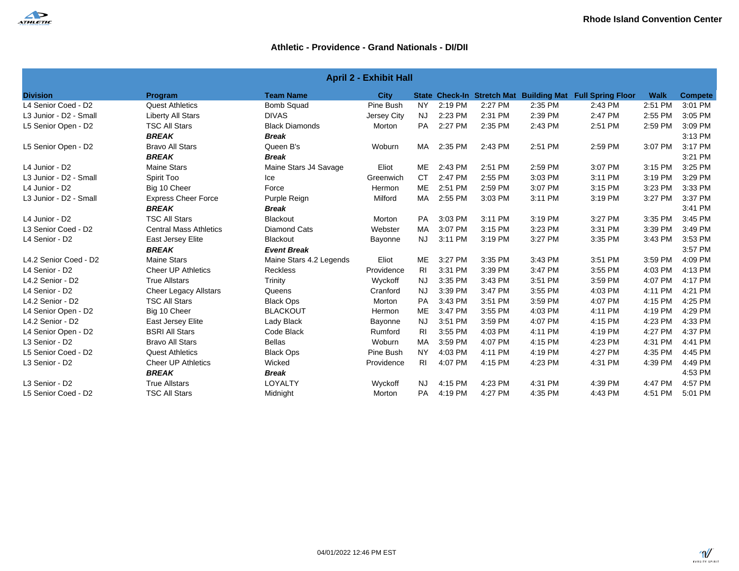**Rhode Island Convention Center**

## Athletic - Providence - Grand Nationals - DI/DII

| April 2 - Exhibit Hall | | | | | | | | | | |
|---|---|---|---|---|---|---|---|---|---|---|
| **Division** | **Program** | **Team Name** | **City** | **State** | **Check-In** | **Stretch Mat** | **Building Mat** | **Full Spring Floor** | **Walk** | **Compete** |
| L4 Senior Coed - D2 | Quest Athletics | Bomb Squad | Pine Bush | NY | 2:19 PM | 2:27 PM | 2:35 PM | 2:43 PM | 2:51 PM | 3:01 PM |
| L3 Junior - D2 - Small | Liberty All Stars | DIVAS | Jersey City | NJ | 2:23 PM | 2:31 PM | 2:39 PM | 2:47 PM | 2:55 PM | 3:05 PM |
| L5 Senior Open - D2 | TSC All Stars | Black Diamonds | Morton | PA | 2:27 PM | 2:35 PM | 2:43 PM | 2:51 PM | 2:59 PM | 3:09 PM |
| | ***BREAK*** | ***Break*** | | | | | | | | 3:13 PM |
| L5 Senior Open - D2 | Bravo All Stars | Queen B's | Woburn | MA | 2:35 PM | 2:43 PM | 2:51 PM | 2:59 PM | 3:07 PM | 3:17 PM |
| | ***BREAK*** | ***Break*** | | | | | | | | 3:21 PM |
| L4 Junior - D2 | Maine Stars | Maine Stars J4 Savage | Eliot | ME | 2:43 PM | 2:51 PM | 2:59 PM | 3:07 PM | 3:15 PM | 3:25 PM |
| L3 Junior - D2 - Small | Spirit Too | Ice | Greenwich | CT | 2:47 PM | 2:55 PM | 3:03 PM | 3:11 PM | 3:19 PM | 3:29 PM |
| L4 Junior - D2 | Big 10 Cheer | Force | Hermon | ME | 2:51 PM | 2:59 PM | 3:07 PM | 3:15 PM | 3:23 PM | 3:33 PM |
| L3 Junior - D2 - Small | Express Cheer Force | Purple Reign | Milford | MA | 2:55 PM | 3:03 PM | 3:11 PM | 3:19 PM | 3:27 PM | 3:37 PM |
| | ***BREAK*** | ***Break*** | | | | | | | | 3:41 PM |
| L4 Junior - D2 | TSC All Stars | Blackout | Morton | PA | 3:03 PM | 3:11 PM | 3:19 PM | 3:27 PM | 3:35 PM | 3:45 PM |
| L3 Senior Coed - D2 | Central Mass Athletics | Diamond Cats | Webster | MA | 3:07 PM | 3:15 PM | 3:23 PM | 3:31 PM | 3:39 PM | 3:49 PM |
| L4 Senior - D2 | East Jersey Elite | Blackout | Bayonne | NJ | 3:11 PM | 3:19 PM | 3:27 PM | 3:35 PM | 3:43 PM | 3:53 PM |
| | ***BREAK*** | ***Event Break*** | | | | | | | | 3:57 PM |
| L4.2 Senior Coed - D2 | Maine Stars | Maine Stars 4.2 Legends | Eliot | ME | 3:27 PM | 3:35 PM | 3:43 PM | 3:51 PM | 3:59 PM | 4:09 PM |
| L4 Senior - D2 | Cheer UP Athletics | Reckless | Providence | RI | 3:31 PM | 3:39 PM | 3:47 PM | 3:55 PM | 4:03 PM | 4:13 PM |
| L4.2 Senior - D2 | True Allstars | Trinity | Wyckoff | NJ | 3:35 PM | 3:43 PM | 3:51 PM | 3:59 PM | 4:07 PM | 4:17 PM |
| L4 Senior - D2 | Cheer Legacy Allstars | Queens | Cranford | NJ | 3:39 PM | 3:47 PM | 3:55 PM | 4:03 PM | 4:11 PM | 4:21 PM |
| L4.2 Senior - D2 | TSC All Stars | Black Ops | Morton | PA | 3:43 PM | 3:51 PM | 3:59 PM | 4:07 PM | 4:15 PM | 4:25 PM |
| L4 Senior Open - D2 | Big 10 Cheer | BLACKOUT | Hermon | ME | 3:47 PM | 3:55 PM | 4:03 PM | 4:11 PM | 4:19 PM | 4:29 PM |
| L4.2 Senior - D2 | East Jersey Elite | Lady Black | Bayonne | NJ | 3:51 PM | 3:59 PM | 4:07 PM | 4:15 PM | 4:23 PM | 4:33 PM |
| L4 Senior Open - D2 | BSRI All Stars | Code Black | Rumford | RI | 3:55 PM | 4:03 PM | 4:11 PM | 4:19 PM | 4:27 PM | 4:37 PM |
| L3 Senior - D2 | Bravo All Stars | Bellas | Woburn | MA | 3:59 PM | 4:07 PM | 4:15 PM | 4:23 PM | 4:31 PM | 4:41 PM |
| L5 Senior Coed - D2 | Quest Athletics | Black Ops | Pine Bush | NY | 4:03 PM | 4:11 PM | 4:19 PM | 4:27 PM | 4:35 PM | 4:45 PM |
| L3 Senior - D2 | Cheer UP Athletics | Wicked | Providence | RI | 4:07 PM | 4:15 PM | 4:23 PM | 4:31 PM | 4:39 PM | 4:49 PM |
| | ***BREAK*** | ***Break*** | | | | | | | | 4:53 PM |
| L3 Senior - D2 | True Allstars | LOYALTY | Wyckoff | NJ | 4:15 PM | 4:23 PM | 4:31 PM | 4:39 PM | 4:47 PM | 4:57 PM |
| L5 Senior Coed - D2 | TSC All Stars | Midnight | Morton | PA | 4:19 PM | 4:27 PM | 4:35 PM | 4:43 PM | 4:51 PM | 5:01 PM |

04/01/2022 12:46 PM EST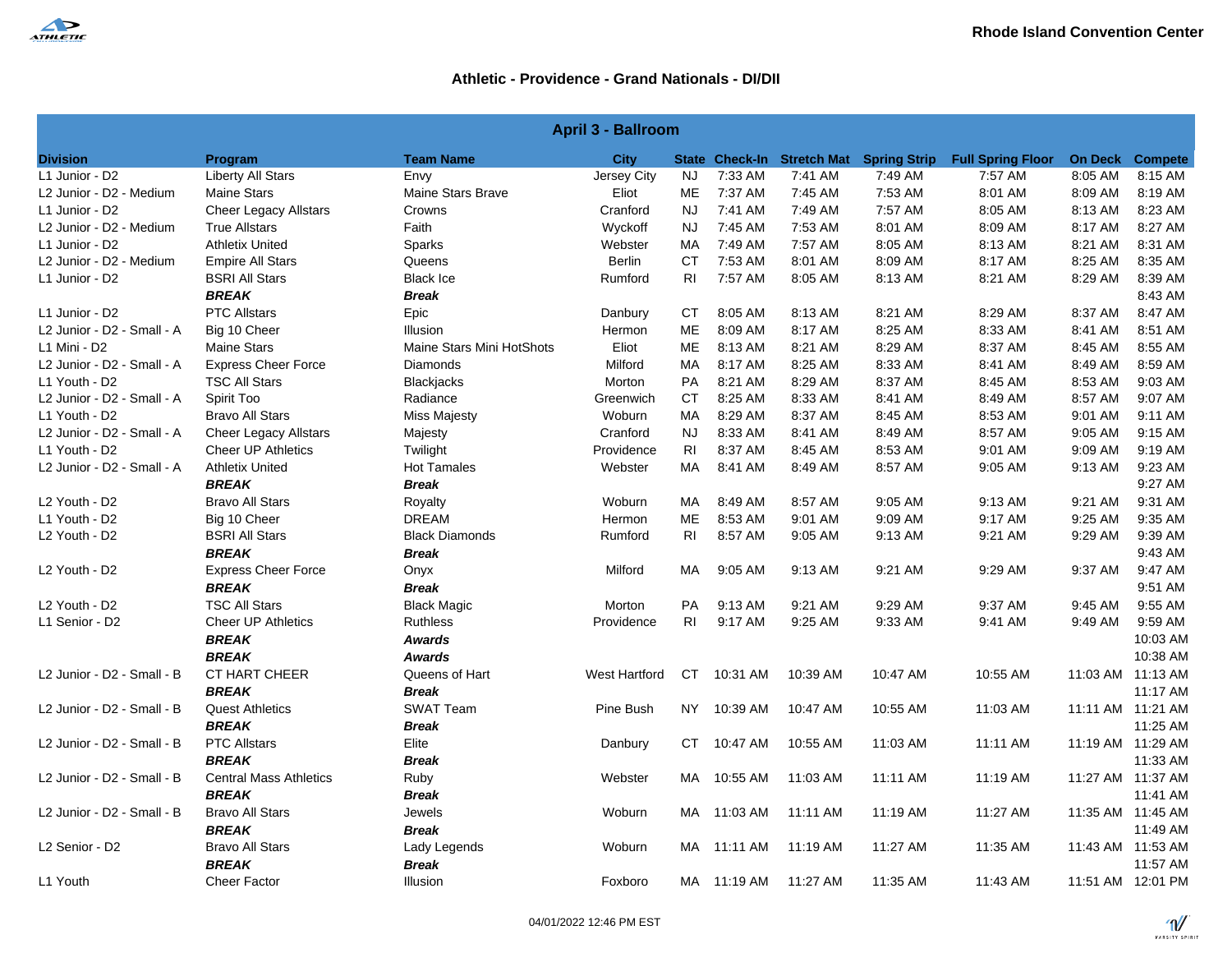Rhode Island Convention Center

## Athletic - Providence - Grand Nationals - DI/DII

| April 3 - Ballroom | | | | | | | | | | |
|---|---|---|---|---|---|---|---|---|---|---|
| **Division** | **Program** | **Team Name** | **City** | **State** | **Check-In** | **Stretch Mat** | **Spring Strip** | **Full Spring Floor** | **On Deck** | **Compete** |
| L1 Junior - D2 | Liberty All Stars | Envy | Jersey City | NJ | 7:33 AM | 7:41 AM | 7:49 AM | 7:57 AM | 8:05 AM | 8:15 AM |
| L2 Junior - D2 - Medium | Maine Stars | Maine Stars Brave | Eliot | ME | 7:37 AM | 7:45 AM | 7:53 AM | 8:01 AM | 8:09 AM | 8:19 AM |
| L1 Junior - D2 | Cheer Legacy Allstars | Crowns | Cranford | NJ | 7:41 AM | 7:49 AM | 7:57 AM | 8:05 AM | 8:13 AM | 8:23 AM |
| L2 Junior - D2 - Medium | True Allstars | Faith | Wyckoff | NJ | 7:45 AM | 7:53 AM | 8:01 AM | 8:09 AM | 8:17 AM | 8:27 AM |
| L1 Junior - D2 | Athletix United | Sparks | Webster | MA | 7:49 AM | 7:57 AM | 8:05 AM | 8:13 AM | 8:21 AM | 8:31 AM |
| L2 Junior - D2 - Medium | Empire All Stars | Queens | Berlin | CT | 7:53 AM | 8:01 AM | 8:09 AM | 8:17 AM | 8:25 AM | 8:35 AM |
| L1 Junior - D2 | BSRI All Stars | Black Ice | Rumford | RI | 7:57 AM | 8:05 AM | 8:13 AM | 8:21 AM | 8:29 AM | 8:39 AM |
| | ***BREAK*** | ***Break*** | | | | | | | | 8:43 AM |
| L1 Junior - D2 | PTC Allstars | Epic | Danbury | CT | 8:05 AM | 8:13 AM | 8:21 AM | 8:29 AM | 8:37 AM | 8:47 AM |
| L2 Junior - D2 - Small - A | Big 10 Cheer | Illusion | Hermon | ME | 8:09 AM | 8:17 AM | 8:25 AM | 8:33 AM | 8:41 AM | 8:51 AM |
| L1 Mini - D2 | Maine Stars | Maine Stars Mini HotShots | Eliot | ME | 8:13 AM | 8:21 AM | 8:29 AM | 8:37 AM | 8:45 AM | 8:55 AM |
| L2 Junior - D2 - Small - A | Express Cheer Force | Diamonds | Milford | MA | 8:17 AM | 8:25 AM | 8:33 AM | 8:41 AM | 8:49 AM | 8:59 AM |
| L1 Youth - D2 | TSC All Stars | Blackjacks | Morton | PA | 8:21 AM | 8:29 AM | 8:37 AM | 8:45 AM | 8:53 AM | 9:03 AM |
| L2 Junior - D2 - Small - A | Spirit Too | Radiance | Greenwich | CT | 8:25 AM | 8:33 AM | 8:41 AM | 8:49 AM | 8:57 AM | 9:07 AM |
| L1 Youth - D2 | Bravo All Stars | Miss Majesty | Woburn | MA | 8:29 AM | 8:37 AM | 8:45 AM | 8:53 AM | 9:01 AM | 9:11 AM |
| L2 Junior - D2 - Small - A | Cheer Legacy Allstars | Majesty | Cranford | NJ | 8:33 AM | 8:41 AM | 8:49 AM | 8:57 AM | 9:05 AM | 9:15 AM |
| L1 Youth - D2 | Cheer UP Athletics | Twilight | Providence | RI | 8:37 AM | 8:45 AM | 8:53 AM | 9:01 AM | 9:09 AM | 9:19 AM |
| L2 Junior - D2 - Small - A | Athletix United | Hot Tamales | Webster | MA | 8:41 AM | 8:49 AM | 8:57 AM | 9:05 AM | 9:13 AM | 9:23 AM |
| | ***BREAK*** | ***Break*** | | | | | | | | 9:27 AM |
| L2 Youth - D2 | Bravo All Stars | Royalty | Woburn | MA | 8:49 AM | 8:57 AM | 9:05 AM | 9:13 AM | 9:21 AM | 9:31 AM |
| L1 Youth - D2 | Big 10 Cheer | DREAM | Hermon | ME | 8:53 AM | 9:01 AM | 9:09 AM | 9:17 AM | 9:25 AM | 9:35 AM |
| L2 Youth - D2 | BSRI All Stars | Black Diamonds | Rumford | RI | 8:57 AM | 9:05 AM | 9:13 AM | 9:21 AM | 9:29 AM | 9:39 AM |
| | ***BREAK*** | ***Break*** | | | | | | | | 9:43 AM |
| L2 Youth - D2 | Express Cheer Force | Onyx | Milford | MA | 9:05 AM | 9:13 AM | 9:21 AM | 9:29 AM | 9:37 AM | 9:47 AM |
| | ***BREAK*** | ***Break*** | | | | | | | | 9:51 AM |
| L2 Youth - D2 | TSC All Stars | Black Magic | Morton | PA | 9:13 AM | 9:21 AM | 9:29 AM | 9:37 AM | 9:45 AM | 9:55 AM |
| L1 Senior - D2 | Cheer UP Athletics | Ruthless | Providence | RI | 9:17 AM | 9:25 AM | 9:33 AM | 9:41 AM | 9:49 AM | 9:59 AM |
| | ***BREAK*** | ***Awards*** | | | | | | | | 10:03 AM |
| | ***BREAK*** | ***Awards*** | | | | | | | | 10:38 AM |
| L2 Junior - D2 - Small - B | CT HART CHEER | Queens of Hart | West Hartford | CT | 10:31 AM | 10:39 AM | 10:47 AM | 10:55 AM | 11:03 AM | 11:13 AM |
| | ***BREAK*** | ***Break*** | | | | | | | | 11:17 AM |
| L2 Junior - D2 - Small - B | Quest Athletics | SWAT Team | Pine Bush | NY | 10:39 AM | 10:47 AM | 10:55 AM | 11:03 AM | 11:11 AM | 11:21 AM |
| | ***BREAK*** | ***Break*** | | | | | | | | 11:25 AM |
| L2 Junior - D2 - Small - B | PTC Allstars | Elite | Danbury | CT | 10:47 AM | 10:55 AM | 11:03 AM | 11:11 AM | 11:19 AM | 11:29 AM |
| | ***BREAK*** | ***Break*** | | | | | | | | 11:33 AM |
| L2 Junior - D2 - Small - B | Central Mass Athletics | Ruby | Webster | MA | 10:55 AM | 11:03 AM | 11:11 AM | 11:19 AM | 11:27 AM | 11:37 AM |
| | ***BREAK*** | ***Break*** | | | | | | | | 11:41 AM |
| L2 Junior - D2 - Small - B | Bravo All Stars | Jewels | Woburn | MA | 11:03 AM | 11:11 AM | 11:19 AM | 11:27 AM | 11:35 AM | 11:45 AM |
| | ***BREAK*** | ***Break*** | | | | | | | | 11:49 AM |
| L2 Senior - D2 | Bravo All Stars | Lady Legends | Woburn | MA | 11:11 AM | 11:19 AM | 11:27 AM | 11:35 AM | 11:43 AM | 11:53 AM |
| | ***BREAK*** | ***Break*** | | | | | | | | 11:57 AM |
| L1 Youth | Cheer Factor | Illusion | Foxboro | MA | 11:19 AM | 11:27 AM | 11:35 AM | 11:43 AM | 11:51 AM | 12:01 PM |

04/01/2022 12:46 PM EST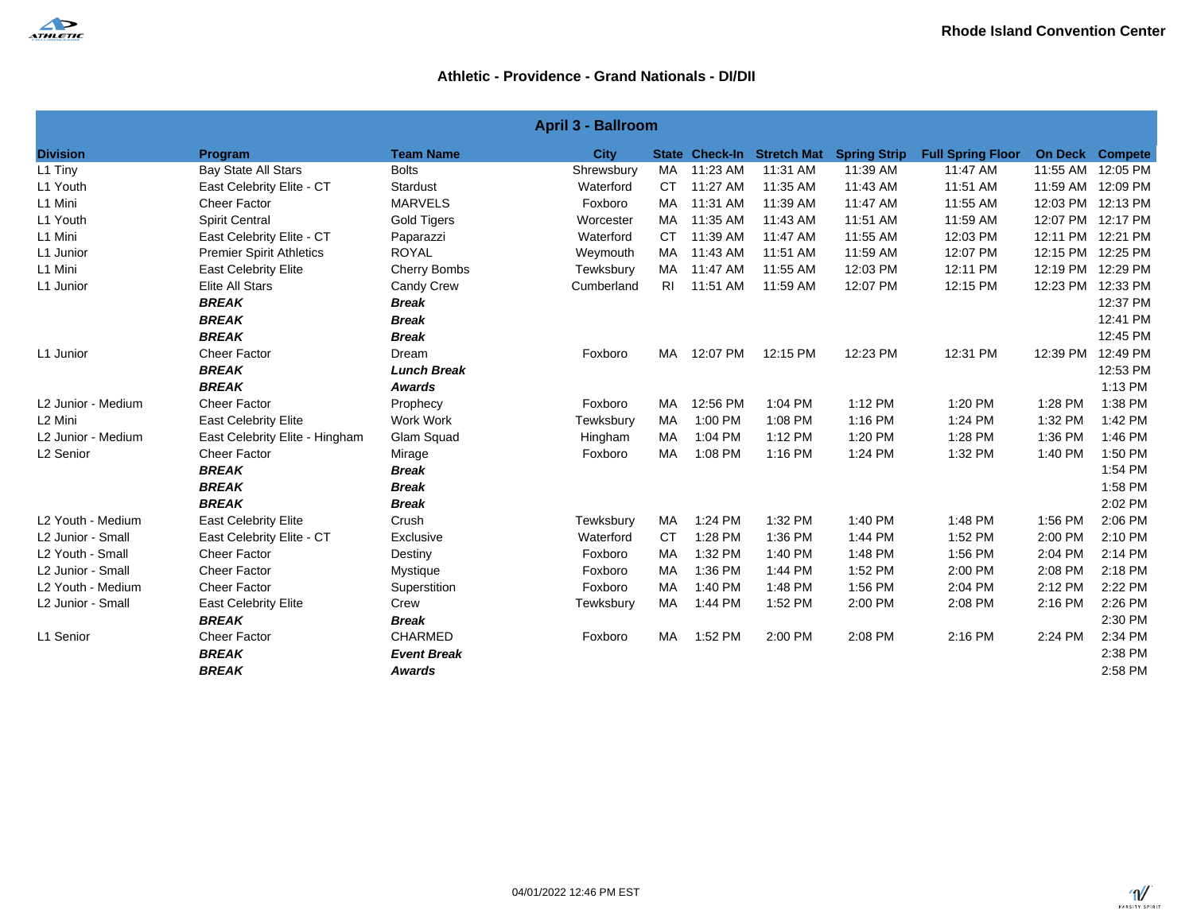Rhode Island Convention Center

## Athletic - Providence - Grand Nationals - DI/DII

| April 3 - Ballroom | | | | | | | | | | |
|---|---|---|---|---|---|---|---|---|---|---|
| **Division** | **Program** | **Team Name** | **City** | **State** | **Check-In** | **Stretch Mat** | **Spring Strip** | **Full Spring Floor** | **On Deck** | **Compete** |
| L1 Tiny | Bay State All Stars | Bolts | Shrewsbury | MA | 11:23 AM | 11:31 AM | 11:39 AM | 11:47 AM | 11:55 AM | 12:05 PM |
| L1 Youth | East Celebrity Elite - CT | Stardust | Waterford | CT | 11:27 AM | 11:35 AM | 11:43 AM | 11:51 AM | 11:59 AM | 12:09 PM |
| L1 Mini | Cheer Factor | MARVELS | Foxboro | MA | 11:31 AM | 11:39 AM | 11:47 AM | 11:55 AM | 12:03 PM | 12:13 PM |
| L1 Youth | Spirit Central | Gold Tigers | Worcester | MA | 11:35 AM | 11:43 AM | 11:51 AM | 11:59 AM | 12:07 PM | 12:17 PM |
| L1 Mini | East Celebrity Elite - CT | Paparazzi | Waterford | CT | 11:39 AM | 11:47 AM | 11:55 AM | 12:03 PM | 12:11 PM | 12:21 PM |
| L1 Junior | Premier Spirit Athletics | ROYAL | Weymouth | MA | 11:43 AM | 11:51 AM | 11:59 AM | 12:07 PM | 12:15 PM | 12:25 PM |
| L1 Mini | East Celebrity Elite | Cherry Bombs | Tewksbury | MA | 11:47 AM | 11:55 AM | 12:03 PM | 12:11 PM | 12:19 PM | 12:29 PM |
| L1 Junior | Elite All Stars | Candy Crew | Cumberland | RI | 11:51 AM | 11:59 AM | 12:07 PM | 12:15 PM | 12:23 PM | 12:33 PM |
| | ***BREAK*** | ***Break*** | | | | | | | | 12:37 PM |
| | ***BREAK*** | ***Break*** | | | | | | | | 12:41 PM |
| | ***BREAK*** | ***Break*** | | | | | | | | 12:45 PM |
| L1 Junior | Cheer Factor | Dream | Foxboro | MA | 12:07 PM | 12:15 PM | 12:23 PM | 12:31 PM | 12:39 PM | 12:49 PM |
| | ***BREAK*** | ***Lunch Break*** | | | | | | | | 12:53 PM |
| | ***BREAK*** | ***Awards*** | | | | | | | | 1:13 PM |
| L2 Junior - Medium | Cheer Factor | Prophecy | Foxboro | MA | 12:56 PM | 1:04 PM | 1:12 PM | 1:20 PM | 1:28 PM | 1:38 PM |
| L2 Mini | East Celebrity Elite | Work Work | Tewksbury | MA | 1:00 PM | 1:08 PM | 1:16 PM | 1:24 PM | 1:32 PM | 1:42 PM |
| L2 Junior - Medium | East Celebrity Elite - Hingham | Glam Squad | Hingham | MA | 1:04 PM | 1:12 PM | 1:20 PM | 1:28 PM | 1:36 PM | 1:46 PM |
| L2 Senior | Cheer Factor | Mirage | Foxboro | MA | 1:08 PM | 1:16 PM | 1:24 PM | 1:32 PM | 1:40 PM | 1:50 PM |
| | ***BREAK*** | ***Break*** | | | | | | | | 1:54 PM |
| | ***BREAK*** | ***Break*** | | | | | | | | 1:58 PM |
| | ***BREAK*** | ***Break*** | | | | | | | | 2:02 PM |
| L2 Youth - Medium | East Celebrity Elite | Crush | Tewksbury | MA | 1:24 PM | 1:32 PM | 1:40 PM | 1:48 PM | 1:56 PM | 2:06 PM |
| L2 Junior - Small | East Celebrity Elite - CT | Exclusive | Waterford | CT | 1:28 PM | 1:36 PM | 1:44 PM | 1:52 PM | 2:00 PM | 2:10 PM |
| L2 Youth - Small | Cheer Factor | Destiny | Foxboro | MA | 1:32 PM | 1:40 PM | 1:48 PM | 1:56 PM | 2:04 PM | 2:14 PM |
| L2 Junior - Small | Cheer Factor | Mystique | Foxboro | MA | 1:36 PM | 1:44 PM | 1:52 PM | 2:00 PM | 2:08 PM | 2:18 PM |
| L2 Youth - Medium | Cheer Factor | Superstition | Foxboro | MA | 1:40 PM | 1:48 PM | 1:56 PM | 2:04 PM | 2:12 PM | 2:22 PM |
| L2 Junior - Small | East Celebrity Elite | Crew | Tewksbury | MA | 1:44 PM | 1:52 PM | 2:00 PM | 2:08 PM | 2:16 PM | 2:26 PM |
| | ***BREAK*** | ***Break*** | | | | | | | | 2:30 PM |
| L1 Senior | Cheer Factor | CHARMED | Foxboro | MA | 1:52 PM | 2:00 PM | 2:08 PM | 2:16 PM | 2:24 PM | 2:34 PM |
| | ***BREAK*** | ***Event Break*** | | | | | | | | 2:38 PM |
| | ***BREAK*** | ***Awards*** | | | | | | | | 2:58 PM |

04/01/2022 12:46 PM EST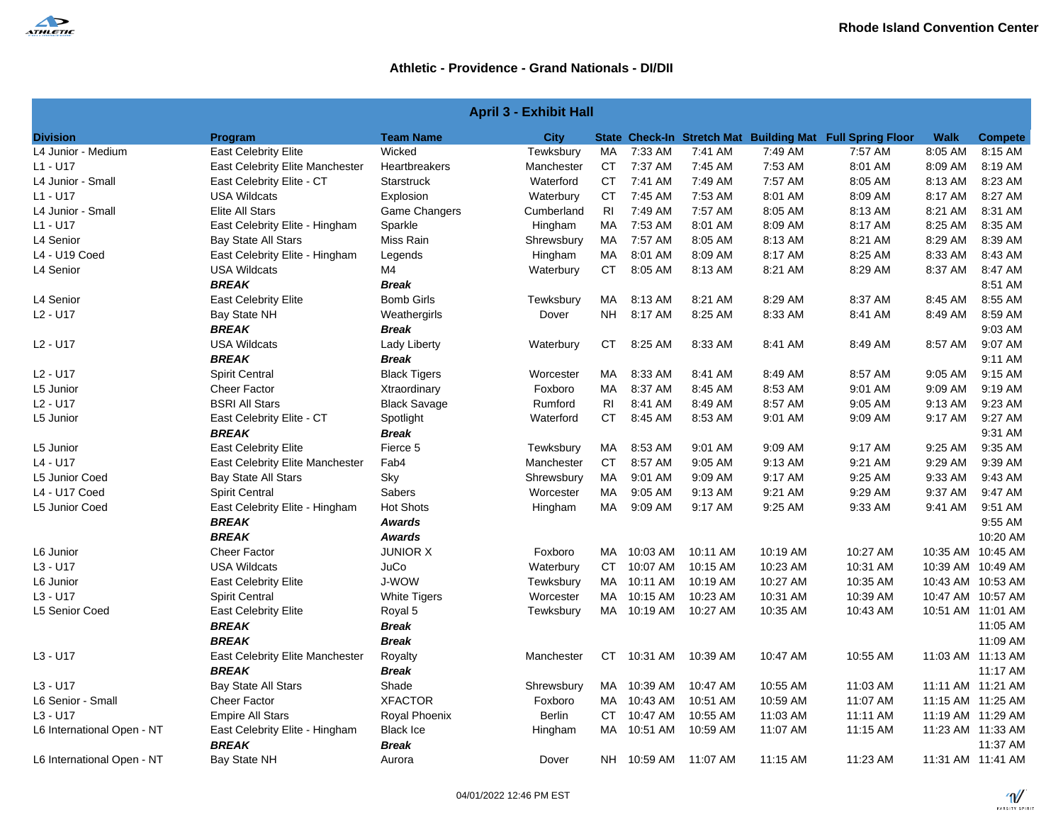Rhode Island Convention Center

## Athletic - Providence - Grand Nationals - DI/DII

| April 3 - Exhibit Hall | | | | | | | | | | |
|---|---|---|---|---|---|---|---|---|---|---|
| **Division** | **Program** | **Team Name** | **City** | **State** | **Check-In** | **Stretch Mat** | **Building Mat** | **Full Spring Floor** | **Walk** | **Compete** |
| L4 Junior - Medium | East Celebrity Elite | Wicked | Tewksbury | MA | 7:33 AM | 7:41 AM | 7:49 AM | 7:57 AM | 8:05 AM | 8:15 AM |
| L1 - U17 | East Celebrity Elite Manchester | Heartbreakers | Manchester | CT | 7:37 AM | 7:45 AM | 7:53 AM | 8:01 AM | 8:09 AM | 8:19 AM |
| L4 Junior - Small | East Celebrity Elite - CT | Starstruck | Waterford | CT | 7:41 AM | 7:49 AM | 7:57 AM | 8:05 AM | 8:13 AM | 8:23 AM |
| L1 - U17 | USA Wildcats | Explosion | Waterbury | CT | 7:45 AM | 7:53 AM | 8:01 AM | 8:09 AM | 8:17 AM | 8:27 AM |
| L4 Junior - Small | Elite All Stars | Game Changers | Cumberland | RI | 7:49 AM | 7:57 AM | 8:05 AM | 8:13 AM | 8:21 AM | 8:31 AM |
| L1 - U17 | East Celebrity Elite - Hingham | Sparkle | Hingham | MA | 7:53 AM | 8:01 AM | 8:09 AM | 8:17 AM | 8:25 AM | 8:35 AM |
| L4 Senior | Bay State All Stars | Miss Rain | Shrewsbury | MA | 7:57 AM | 8:05 AM | 8:13 AM | 8:21 AM | 8:29 AM | 8:39 AM |
| L4 - U19 Coed | East Celebrity Elite - Hingham | Legends | Hingham | MA | 8:01 AM | 8:09 AM | 8:17 AM | 8:25 AM | 8:33 AM | 8:43 AM |
| L4 Senior | USA Wildcats | M4 | Waterbury | CT | 8:05 AM | 8:13 AM | 8:21 AM | 8:29 AM | 8:37 AM | 8:47 AM |
| | ***BREAK*** | ***Break*** | | | | | | | | 8:51 AM |
| L4 Senior | East Celebrity Elite | Bomb Girls | Tewksbury | MA | 8:13 AM | 8:21 AM | 8:29 AM | 8:37 AM | 8:45 AM | 8:55 AM |
| L2 - U17 | Bay State NH | Weathergirls | Dover | NH | 8:17 AM | 8:25 AM | 8:33 AM | 8:41 AM | 8:49 AM | 8:59 AM |
| | ***BREAK*** | ***Break*** | | | | | | | | 9:03 AM |
| L2 - U17 | USA Wildcats | Lady Liberty | Waterbury | CT | 8:25 AM | 8:33 AM | 8:41 AM | 8:49 AM | 8:57 AM | 9:07 AM |
| | ***BREAK*** | ***Break*** | | | | | | | | 9:11 AM |
| L2 - U17 | Spirit Central | Black Tigers | Worcester | MA | 8:33 AM | 8:41 AM | 8:49 AM | 8:57 AM | 9:05 AM | 9:15 AM |
| L5 Junior | Cheer Factor | Xtraordinary | Foxboro | MA | 8:37 AM | 8:45 AM | 8:53 AM | 9:01 AM | 9:09 AM | 9:19 AM |
| L2 - U17 | BSRI All Stars | Black Savage | Rumford | RI | 8:41 AM | 8:49 AM | 8:57 AM | 9:05 AM | 9:13 AM | 9:23 AM |
| L5 Junior | East Celebrity Elite - CT | Spotlight | Waterford | CT | 8:45 AM | 8:53 AM | 9:01 AM | 9:09 AM | 9:17 AM | 9:27 AM |
| | ***BREAK*** | ***Break*** | | | | | | | | 9:31 AM |
| L5 Junior | East Celebrity Elite | Fierce 5 | Tewksbury | MA | 8:53 AM | 9:01 AM | 9:09 AM | 9:17 AM | 9:25 AM | 9:35 AM |
| L4 - U17 | East Celebrity Elite Manchester | Fab4 | Manchester | CT | 8:57 AM | 9:05 AM | 9:13 AM | 9:21 AM | 9:29 AM | 9:39 AM |
| L5 Junior Coed | Bay State All Stars | Sky | Shrewsbury | MA | 9:01 AM | 9:09 AM | 9:17 AM | 9:25 AM | 9:33 AM | 9:43 AM |
| L4 - U17 Coed | Spirit Central | Sabers | Worcester | MA | 9:05 AM | 9:13 AM | 9:21 AM | 9:29 AM | 9:37 AM | 9:47 AM |
| L5 Junior Coed | East Celebrity Elite - Hingham | Hot Shots | Hingham | MA | 9:09 AM | 9:17 AM | 9:25 AM | 9:33 AM | 9:41 AM | 9:51 AM |
| | ***BREAK*** | ***Awards*** | | | | | | | | 9:55 AM |
| | ***BREAK*** | ***Awards*** | | | | | | | | 10:20 AM |
| L6 Junior | Cheer Factor | JUNIOR X | Foxboro | MA | 10:03 AM | 10:11 AM | 10:19 AM | 10:27 AM | 10:35 AM | 10:45 AM |
| L3 - U17 | USA Wildcats | JuCo | Waterbury | CT | 10:07 AM | 10:15 AM | 10:23 AM | 10:31 AM | 10:39 AM | 10:49 AM |
| L6 Junior | East Celebrity Elite | J-WOW | Tewksbury | MA | 10:11 AM | 10:19 AM | 10:27 AM | 10:35 AM | 10:43 AM | 10:53 AM |
| L3 - U17 | Spirit Central | White Tigers | Worcester | MA | 10:15 AM | 10:23 AM | 10:31 AM | 10:39 AM | 10:47 AM | 10:57 AM |
| L5 Senior Coed | East Celebrity Elite | Royal 5 | Tewksbury | MA | 10:19 AM | 10:27 AM | 10:35 AM | 10:43 AM | 10:51 AM | 11:01 AM |
| | ***BREAK*** | ***Break*** | | | | | | | | 11:05 AM |
| | ***BREAK*** | ***Break*** | | | | | | | | 11:09 AM |
| L3 - U17 | East Celebrity Elite Manchester | Royalty | Manchester | CT | 10:31 AM | 10:39 AM | 10:47 AM | 10:55 AM | 11:03 AM | 11:13 AM |
| | ***BREAK*** | ***Break*** | | | | | | | | 11:17 AM |
| L3 - U17 | Bay State All Stars | Shade | Shrewsbury | MA | 10:39 AM | 10:47 AM | 10:55 AM | 11:03 AM | 11:11 AM | 11:21 AM |
| L6 Senior - Small | Cheer Factor | XFACTOR | Foxboro | MA | 10:43 AM | 10:51 AM | 10:59 AM | 11:07 AM | 11:15 AM | 11:25 AM |
| L3 - U17 | Empire All Stars | Royal Phoenix | Berlin | CT | 10:47 AM | 10:55 AM | 11:03 AM | 11:11 AM | 11:19 AM | 11:29 AM |
| L6 International Open - NT | East Celebrity Elite - Hingham | Black Ice | Hingham | MA | 10:51 AM | 10:59 AM | 11:07 AM | 11:15 AM | 11:23 AM | 11:33 AM |
| | ***BREAK*** | ***Break*** | | | | | | | | 11:37 AM |
| L6 International Open - NT | Bay State NH | Aurora | Dover | NH | 10:59 AM | 11:07 AM | 11:15 AM | 11:23 AM | 11:31 AM | 11:41 AM |

04/01/2022 12:46 PM EST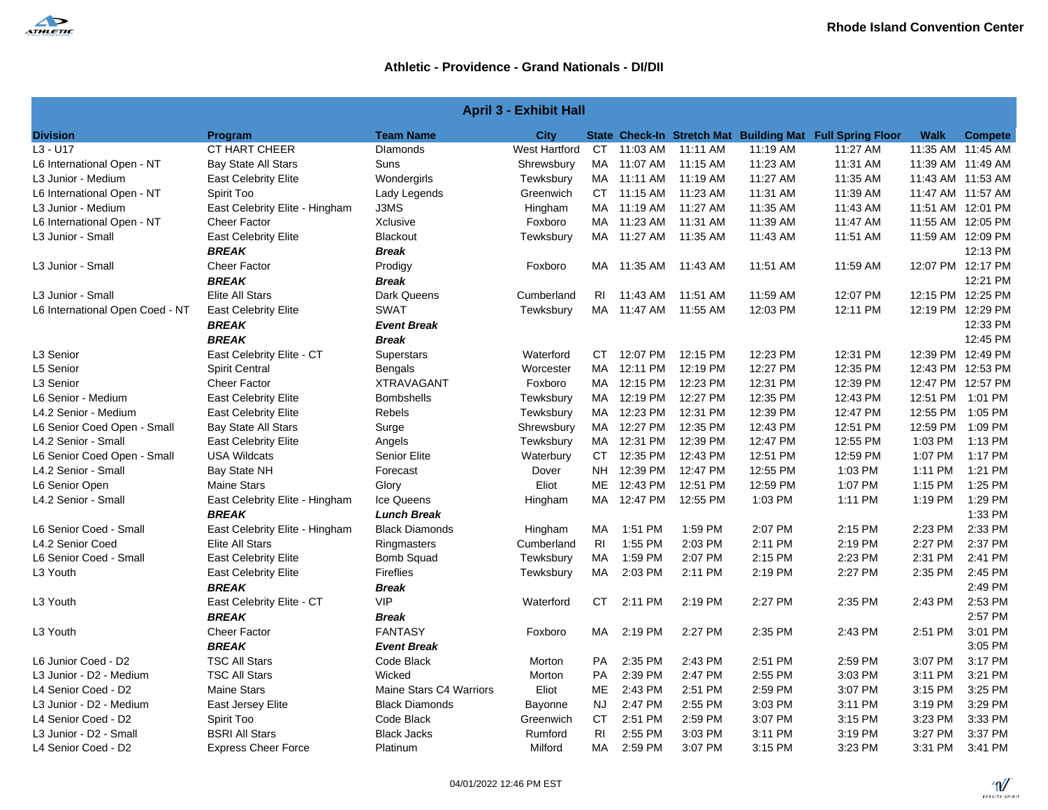Rhode Island Convention Center

## Athletic - Providence - Grand Nationals - DI/DII

| April 3 - Exhibit Hall | | | | | | | | | | |
|---|---|---|---|---|---|---|---|---|---|---|
| **Division** | **Program** | **Team Name** | **City** | **State** | **Check-In** | **Stretch Mat** | **Building Mat** | **Full Spring Floor** | **Walk** | **Compete** |
| L3 - U17 | CT HART CHEER | DIamonds | West Hartford | CT | 11:03 AM | 11:11 AM | 11:19 AM | 11:27 AM | 11:35 AM | 11:45 AM |
| L6 International Open - NT | Bay State All Stars | Suns | Shrewsbury | MA | 11:07 AM | 11:15 AM | 11:23 AM | 11:31 AM | 11:39 AM | 11:49 AM |
| L3 Junior - Medium | East Celebrity Elite | Wondergirls | Tewksbury | MA | 11:11 AM | 11:19 AM | 11:27 AM | 11:35 AM | 11:43 AM | 11:53 AM |
| L6 International Open - NT | Spirit Too | Lady Legends | Greenwich | CT | 11:15 AM | 11:23 AM | 11:31 AM | 11:39 AM | 11:47 AM | 11:57 AM |
| L3 Junior - Medium | East Celebrity Elite - Hingham | J3MS | Hingham | MA | 11:19 AM | 11:27 AM | 11:35 AM | 11:43 AM | 11:51 AM | 12:01 PM |
| L6 International Open - NT | Cheer Factor | Xclusive | Foxboro | MA | 11:23 AM | 11:31 AM | 11:39 AM | 11:47 AM | 11:55 AM | 12:05 PM |
| L3 Junior - Small | East Celebrity Elite | Blackout | Tewksbury | MA | 11:27 AM | 11:35 AM | 11:43 AM | 11:51 AM | 11:59 AM | 12:09 PM |
| | ***BREAK*** | ***Break*** | | | | | | | | 12:13 PM |
| L3 Junior - Small | Cheer Factor | Prodigy | Foxboro | MA | 11:35 AM | 11:43 AM | 11:51 AM | 11:59 AM | 12:07 PM | 12:17 PM |
| | ***BREAK*** | ***Break*** | | | | | | | | 12:21 PM |
| L3 Junior - Small | Elite All Stars | Dark Queens | Cumberland | RI | 11:43 AM | 11:51 AM | 11:59 AM | 12:07 PM | 12:15 PM | 12:25 PM |
| L6 International Open Coed - NT | East Celebrity Elite | SWAT | Tewksbury | MA | 11:47 AM | 11:55 AM | 12:03 PM | 12:11 PM | 12:19 PM | 12:29 PM |
| | ***BREAK*** | ***Event Break*** | | | | | | | | 12:33 PM |
| | ***BREAK*** | ***Break*** | | | | | | | | 12:45 PM |
| L3 Senior | East Celebrity Elite - CT | Superstars | Waterford | CT | 12:07 PM | 12:15 PM | 12:23 PM | 12:31 PM | 12:39 PM | 12:49 PM |
| L5 Senior | Spirit Central | Bengals | Worcester | MA | 12:11 PM | 12:19 PM | 12:27 PM | 12:35 PM | 12:43 PM | 12:53 PM |
| L3 Senior | Cheer Factor | XTRAVAGANT | Foxboro | MA | 12:15 PM | 12:23 PM | 12:31 PM | 12:39 PM | 12:47 PM | 12:57 PM |
| L6 Senior - Medium | East Celebrity Elite | Bombshells | Tewksbury | MA | 12:19 PM | 12:27 PM | 12:35 PM | 12:43 PM | 12:51 PM | 1:01 PM |
| L4.2 Senior - Medium | East Celebrity Elite | Rebels | Tewksbury | MA | 12:23 PM | 12:31 PM | 12:39 PM | 12:47 PM | 12:55 PM | 1:05 PM |
| L6 Senior Coed Open - Small | Bay State All Stars | Surge | Shrewsbury | MA | 12:27 PM | 12:35 PM | 12:43 PM | 12:51 PM | 12:59 PM | 1:09 PM |
| L4.2 Senior - Small | East Celebrity Elite | Angels | Tewksbury | MA | 12:31 PM | 12:39 PM | 12:47 PM | 12:55 PM | 1:03 PM | 1:13 PM |
| L6 Senior Coed Open - Small | USA Wildcats | Senior Elite | Waterbury | CT | 12:35 PM | 12:43 PM | 12:51 PM | 12:59 PM | 1:07 PM | 1:17 PM |
| L4.2 Senior - Small | Bay State NH | Forecast | Dover | NH | 12:39 PM | 12:47 PM | 12:55 PM | 1:03 PM | 1:11 PM | 1:21 PM |
| L6 Senior Open | Maine Stars | Glory | Eliot | ME | 12:43 PM | 12:51 PM | 12:59 PM | 1:07 PM | 1:15 PM | 1:25 PM |
| L4.2 Senior - Small | East Celebrity Elite - Hingham | Ice Queens | Hingham | MA | 12:47 PM | 12:55 PM | 1:03 PM | 1:11 PM | 1:19 PM | 1:29 PM |
| | ***BREAK*** | ***Lunch Break*** | | | | | | | | 1:33 PM |
| L6 Senior Coed - Small | East Celebrity Elite - Hingham | Black Diamonds | Hingham | MA | 1:51 PM | 1:59 PM | 2:07 PM | 2:15 PM | 2:23 PM | 2:33 PM |
| L4.2 Senior Coed | Elite All Stars | Ringmasters | Cumberland | RI | 1:55 PM | 2:03 PM | 2:11 PM | 2:19 PM | 2:27 PM | 2:37 PM |
| L6 Senior Coed - Small | East Celebrity Elite | Bomb Squad | Tewksbury | MA | 1:59 PM | 2:07 PM | 2:15 PM | 2:23 PM | 2:31 PM | 2:41 PM |
| L3 Youth | East Celebrity Elite | Fireflies | Tewksbury | MA | 2:03 PM | 2:11 PM | 2:19 PM | 2:27 PM | 2:35 PM | 2:45 PM |
| | ***BREAK*** | ***Break*** | | | | | | | | 2:49 PM |
| L3 Youth | East Celebrity Elite - CT | VIP | Waterford | CT | 2:11 PM | 2:19 PM | 2:27 PM | 2:35 PM | 2:43 PM | 2:53 PM |
| | ***BREAK*** | ***Break*** | | | | | | | | 2:57 PM |
| L3 Youth | Cheer Factor | FANTASY | Foxboro | MA | 2:19 PM | 2:27 PM | 2:35 PM | 2:43 PM | 2:51 PM | 3:01 PM |
| | ***BREAK*** | ***Event Break*** | | | | | | | | 3:05 PM |
| L6 Junior Coed - D2 | TSC All Stars | Code Black | Morton | PA | 2:35 PM | 2:43 PM | 2:51 PM | 2:59 PM | 3:07 PM | 3:17 PM |
| L3 Junior - D2 - Medium | TSC All Stars | Wicked | Morton | PA | 2:39 PM | 2:47 PM | 2:55 PM | 3:03 PM | 3:11 PM | 3:21 PM |
| L4 Senior Coed - D2 | Maine Stars | Maine Stars C4 Warriors | Eliot | ME | 2:43 PM | 2:51 PM | 2:59 PM | 3:07 PM | 3:15 PM | 3:25 PM |
| L3 Junior - D2 - Medium | East Jersey Elite | Black Diamonds | Bayonne | NJ | 2:47 PM | 2:55 PM | 3:03 PM | 3:11 PM | 3:19 PM | 3:29 PM |
| L4 Senior Coed - D2 | Spirit Too | Code Black | Greenwich | CT | 2:51 PM | 2:59 PM | 3:07 PM | 3:15 PM | 3:23 PM | 3:33 PM |
| L3 Junior - D2 - Small | BSRI All Stars | Black Jacks | Rumford | RI | 2:55 PM | 3:03 PM | 3:11 PM | 3:19 PM | 3:27 PM | 3:37 PM |
| L4 Senior Coed - D2 | Express Cheer Force | Platinum | Milford | MA | 2:59 PM | 3:07 PM | 3:15 PM | 3:23 PM | 3:31 PM | 3:41 PM |

04/01/2022 12:46 PM EST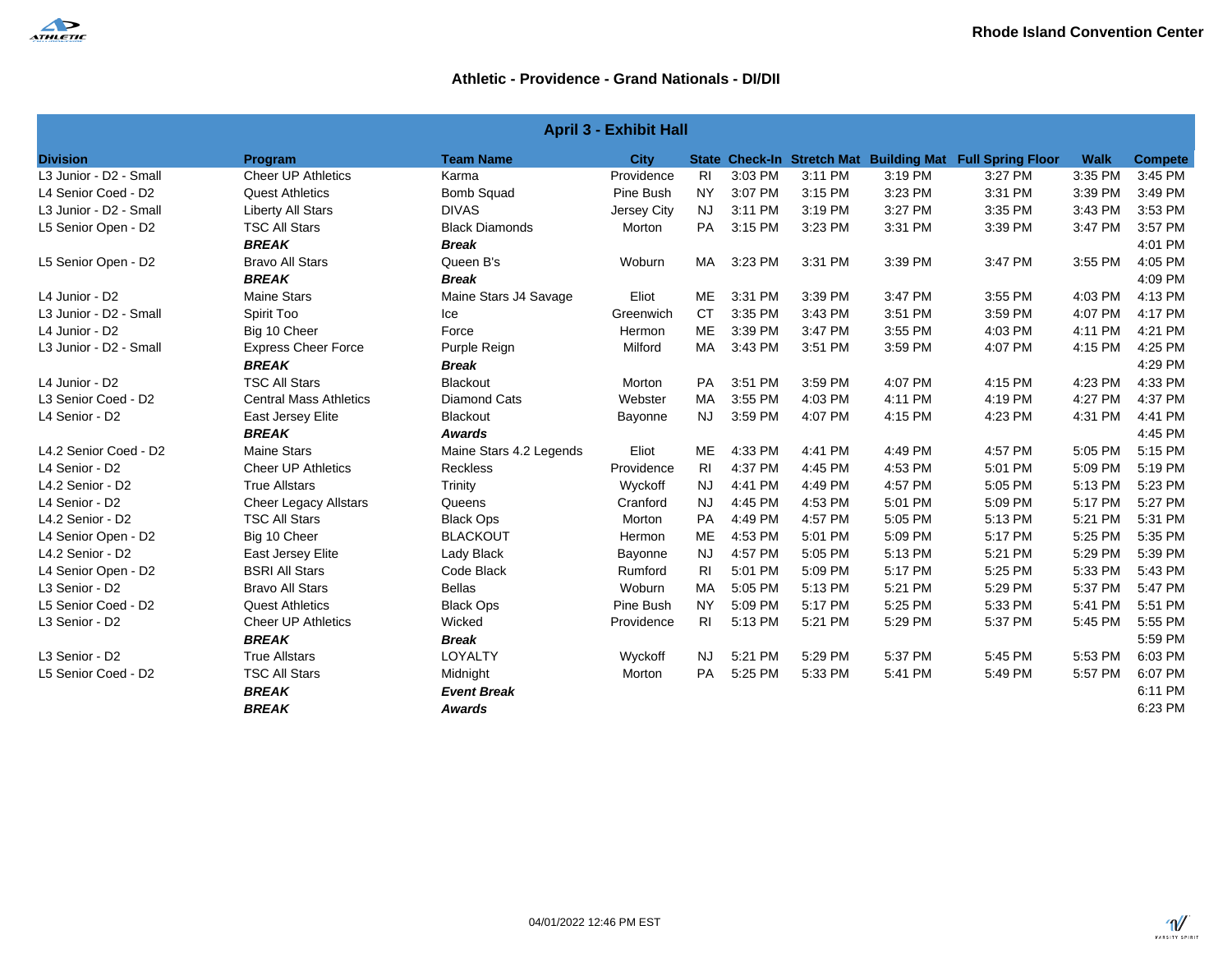Rhode Island Convention Center

## Athletic - Providence - Grand Nationals - DI/DII

| April 3 - Exhibit Hall | | | | | | | | | | |
|---|---|---|---|---|---|---|---|---|---|---|
| **Division** | **Program** | **Team Name** | **City** | **State** | **Check-In** | **Stretch Mat** | **Building Mat** | **Full Spring Floor** | **Walk** | **Compete** |
| L3 Junior - D2 - Small | Cheer UP Athletics | Karma | Providence | RI | 3:03 PM | 3:11 PM | 3:19 PM | 3:27 PM | 3:35 PM | 3:45 PM |
| L4 Senior Coed - D2 | Quest Athletics | Bomb Squad | Pine Bush | NY | 3:07 PM | 3:15 PM | 3:23 PM | 3:31 PM | 3:39 PM | 3:49 PM |
| L3 Junior - D2 - Small | Liberty All Stars | DIVAS | Jersey City | NJ | 3:11 PM | 3:19 PM | 3:27 PM | 3:35 PM | 3:43 PM | 3:53 PM |
| L5 Senior Open - D2 | TSC All Stars | Black Diamonds | Morton | PA | 3:15 PM | 3:23 PM | 3:31 PM | 3:39 PM | 3:47 PM | 3:57 PM |
| | ***BREAK*** | ***Break*** | | | | | | | | 4:01 PM |
| L5 Senior Open - D2 | Bravo All Stars | Queen B's | Woburn | MA | 3:23 PM | 3:31 PM | 3:39 PM | 3:47 PM | 3:55 PM | 4:05 PM |
| | ***BREAK*** | ***Break*** | | | | | | | | 4:09 PM |
| L4 Junior - D2 | Maine Stars | Maine Stars J4 Savage | Eliot | ME | 3:31 PM | 3:39 PM | 3:47 PM | 3:55 PM | 4:03 PM | 4:13 PM |
| L3 Junior - D2 - Small | Spirit Too | Ice | Greenwich | CT | 3:35 PM | 3:43 PM | 3:51 PM | 3:59 PM | 4:07 PM | 4:17 PM |
| L4 Junior - D2 | Big 10 Cheer | Force | Hermon | ME | 3:39 PM | 3:47 PM | 3:55 PM | 4:03 PM | 4:11 PM | 4:21 PM |
| L3 Junior - D2 - Small | Express Cheer Force | Purple Reign | Milford | MA | 3:43 PM | 3:51 PM | 3:59 PM | 4:07 PM | 4:15 PM | 4:25 PM |
| | ***BREAK*** | ***Break*** | | | | | | | | 4:29 PM |
| L4 Junior - D2 | TSC All Stars | Blackout | Morton | PA | 3:51 PM | 3:59 PM | 4:07 PM | 4:15 PM | 4:23 PM | 4:33 PM |
| L3 Senior Coed - D2 | Central Mass Athletics | Diamond Cats | Webster | MA | 3:55 PM | 4:03 PM | 4:11 PM | 4:19 PM | 4:27 PM | 4:37 PM |
| L4 Senior - D2 | East Jersey Elite | Blackout | Bayonne | NJ | 3:59 PM | 4:07 PM | 4:15 PM | 4:23 PM | 4:31 PM | 4:41 PM |
| | ***BREAK*** | ***Awards*** | | | | | | | | 4:45 PM |
| L4.2 Senior Coed - D2 | Maine Stars | Maine Stars 4.2 Legends | Eliot | ME | 4:33 PM | 4:41 PM | 4:49 PM | 4:57 PM | 5:05 PM | 5:15 PM |
| L4 Senior - D2 | Cheer UP Athletics | Reckless | Providence | RI | 4:37 PM | 4:45 PM | 4:53 PM | 5:01 PM | 5:09 PM | 5:19 PM |
| L4.2 Senior - D2 | True Allstars | Trinity | Wyckoff | NJ | 4:41 PM | 4:49 PM | 4:57 PM | 5:05 PM | 5:13 PM | 5:23 PM |
| L4 Senior - D2 | Cheer Legacy Allstars | Queens | Cranford | NJ | 4:45 PM | 4:53 PM | 5:01 PM | 5:09 PM | 5:17 PM | 5:27 PM |
| L4.2 Senior - D2 | TSC All Stars | Black Ops | Morton | PA | 4:49 PM | 4:57 PM | 5:05 PM | 5:13 PM | 5:21 PM | 5:31 PM |
| L4 Senior Open - D2 | Big 10 Cheer | BLACKOUT | Hermon | ME | 4:53 PM | 5:01 PM | 5:09 PM | 5:17 PM | 5:25 PM | 5:35 PM |
| L4.2 Senior - D2 | East Jersey Elite | Lady Black | Bayonne | NJ | 4:57 PM | 5:05 PM | 5:13 PM | 5:21 PM | 5:29 PM | 5:39 PM |
| L4 Senior Open - D2 | BSRI All Stars | Code Black | Rumford | RI | 5:01 PM | 5:09 PM | 5:17 PM | 5:25 PM | 5:33 PM | 5:43 PM |
| L3 Senior - D2 | Bravo All Stars | Bellas | Woburn | MA | 5:05 PM | 5:13 PM | 5:21 PM | 5:29 PM | 5:37 PM | 5:47 PM |
| L5 Senior Coed - D2 | Quest Athletics | Black Ops | Pine Bush | NY | 5:09 PM | 5:17 PM | 5:25 PM | 5:33 PM | 5:41 PM | 5:51 PM |
| L3 Senior - D2 | Cheer UP Athletics | Wicked | Providence | RI | 5:13 PM | 5:21 PM | 5:29 PM | 5:37 PM | 5:45 PM | 5:55 PM |
| | ***BREAK*** | ***Break*** | | | | | | | | 5:59 PM |
| L3 Senior - D2 | True Allstars | LOYALTY | Wyckoff | NJ | 5:21 PM | 5:29 PM | 5:37 PM | 5:45 PM | 5:53 PM | 6:03 PM |
| L5 Senior Coed - D2 | TSC All Stars | Midnight | Morton | PA | 5:25 PM | 5:33 PM | 5:41 PM | 5:49 PM | 5:57 PM | 6:07 PM |
| | ***BREAK*** | ***Event Break*** | | | | | | | | 6:11 PM |
| | ***BREAK*** | ***Awards*** | | | | | | | | 6:23 PM |

04/01/2022 12:46 PM EST